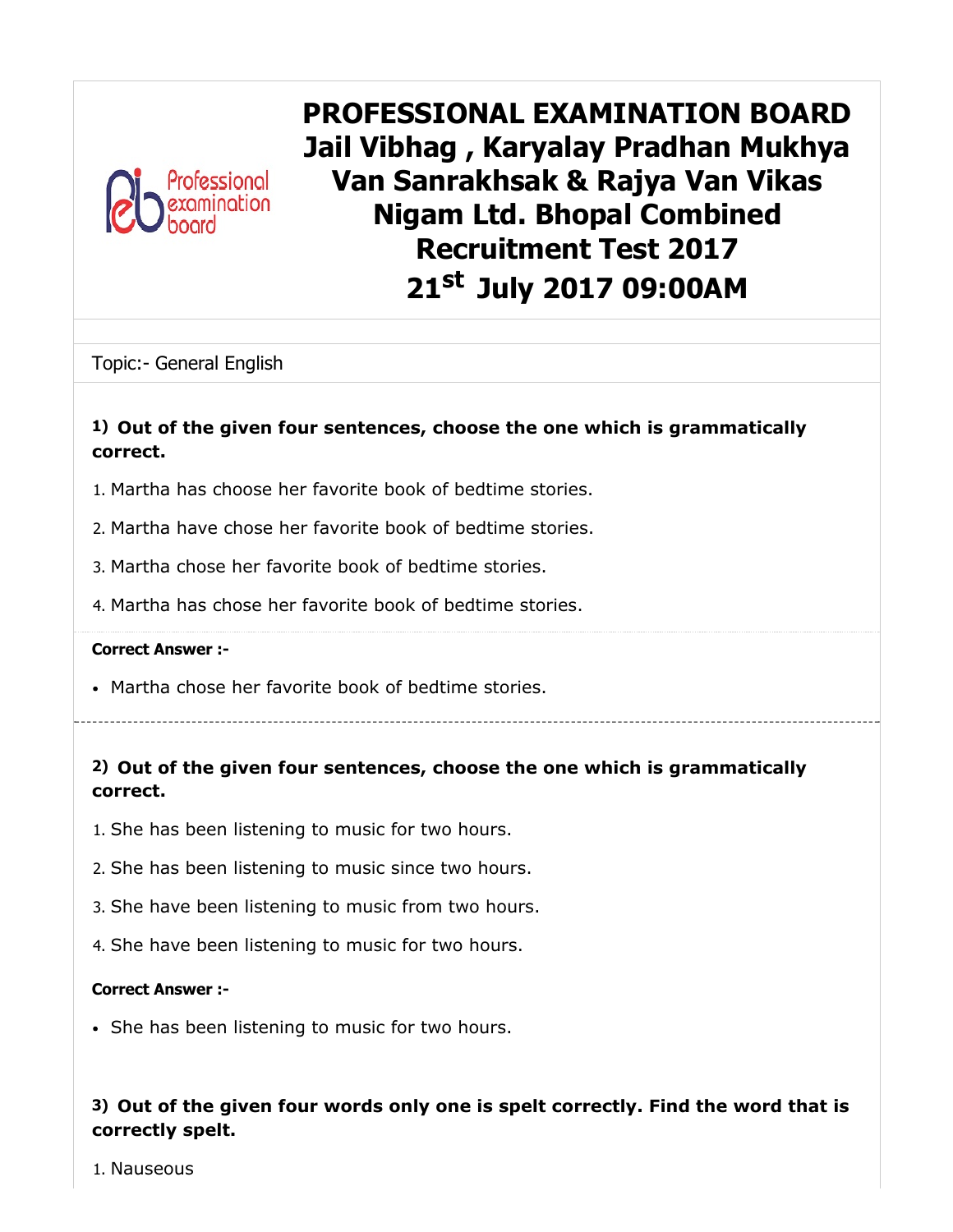# PROFESSIONAL EXAMINATION BOARD Jail Vibhag , Karyalay Pradhan Mukhya Van Sanrakhsak & Rajya Van Vikas Nigam Ltd. Bhopal Combined Recruitment Test 2017 21st July 2017 09:00AM

Topic:- General English

**1) Out of the given four sentences, choose the one which is grammatically correct.**

1. Martha has choose her favorite book of bedtime stories.
2. Martha have chose her favorite book of bedtime stories.
3. Martha chose her favorite book of bedtime stories.
4. Martha has chose her favorite book of bedtime stories.

**Correct Answer :-**

- Martha chose her favorite book of bedtime stories.

---

**2) Out of the given four sentences, choose the one which is grammatically correct.**

1. She has been listening to music for two hours.
2. She has been listening to music since two hours.
3. She have been listening to music from two hours.
4. She have been listening to music for two hours.

**Correct Answer :-**

- She has been listening to music for two hours.

**3) Out of the given four words only one is spelt correctly. Find the word that is correctly spelt.**

1. Nauseous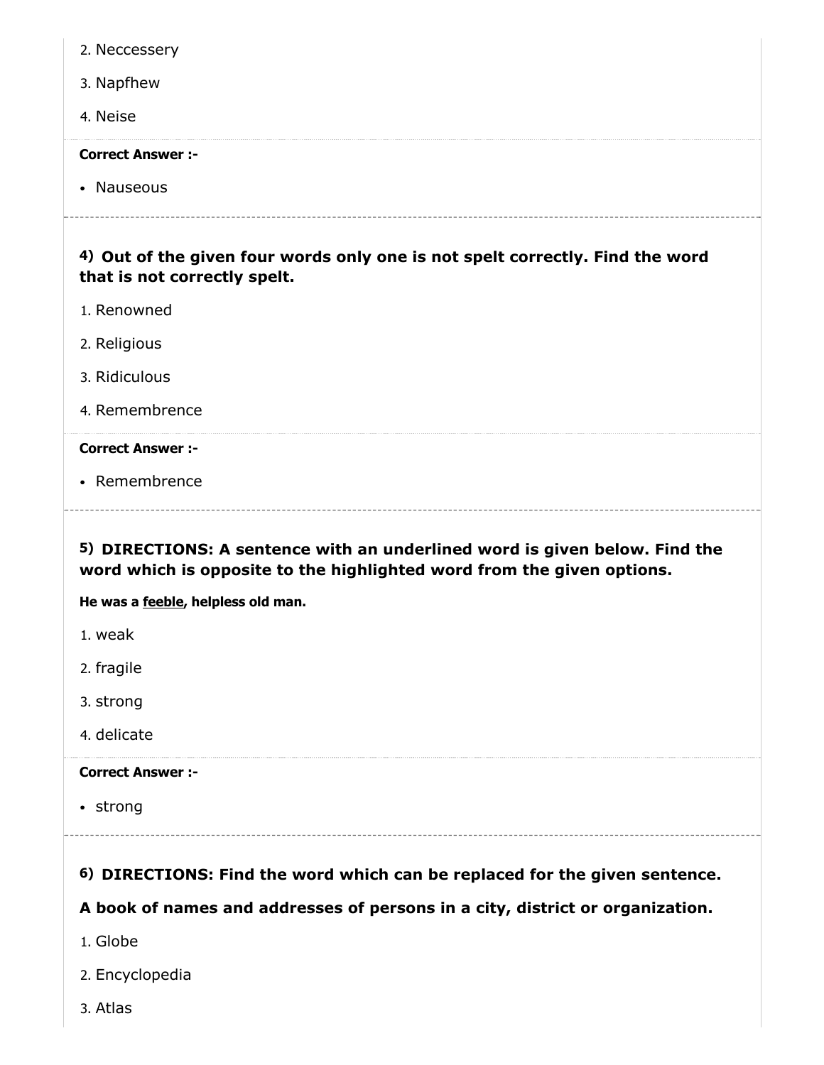2. Neccessery

3. Napfhew

4. Neise

**Correct Answer :-**

- Nauseous

---

**4) Out of the given four words only one is not spelt correctly. Find the word that is not correctly spelt.**

1. Renowned

2. Religious

3. Ridiculous

4. Remembrence

**Correct Answer :-**

- Remembrence

---

**5) DIRECTIONS: A sentence with an underlined word is given below. Find the word which is opposite to the highlighted word from the given options.**

**He was a <u>feeble</u>, helpless old man.**

1. weak

2. fragile

3. strong

4. delicate

**Correct Answer :-**

- strong

---

**6) DIRECTIONS: Find the word which can be replaced for the given sentence.**

**A book of names and addresses of persons in a city, district or organization.**

1. Globe

2. Encyclopedia

3. Atlas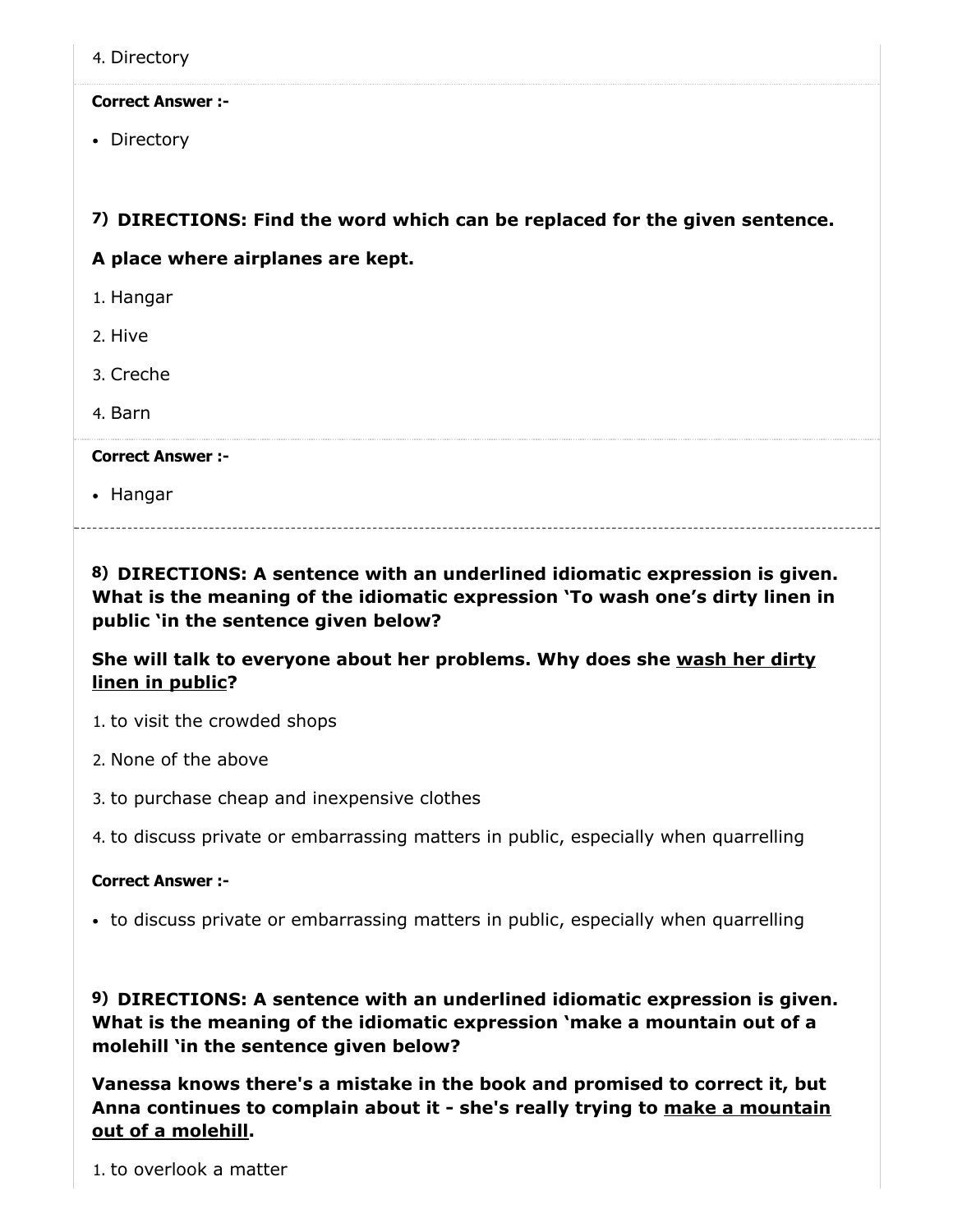4. Directory

**Correct Answer :-**

- Directory

**7) DIRECTIONS: Find the word which can be replaced for the given sentence.**

**A place where airplanes are kept.**

1. Hangar
2. Hive
3. Creche
4. Barn

**Correct Answer :-**

- Hangar

---

**8) DIRECTIONS: A sentence with an underlined idiomatic expression is given. What is the meaning of the idiomatic expression 'To wash one's dirty linen in public 'in the sentence given below?**

**She will talk to everyone about her problems. Why does she <u>wash her dirty linen in public</u>?**

1. to visit the crowded shops
2. None of the above
3. to purchase cheap and inexpensive clothes
4. to discuss private or embarrassing matters in public, especially when quarrelling

**Correct Answer :-**

- to discuss private or embarrassing matters in public, especially when quarrelling

**9) DIRECTIONS: A sentence with an underlined idiomatic expression is given. What is the meaning of the idiomatic expression 'make a mountain out of a molehill 'in the sentence given below?**

**Vanessa knows there's a mistake in the book and promised to correct it, but Anna continues to complain about it - she's really trying to <u>make a mountain out of a molehill</u>.**

1. to overlook a matter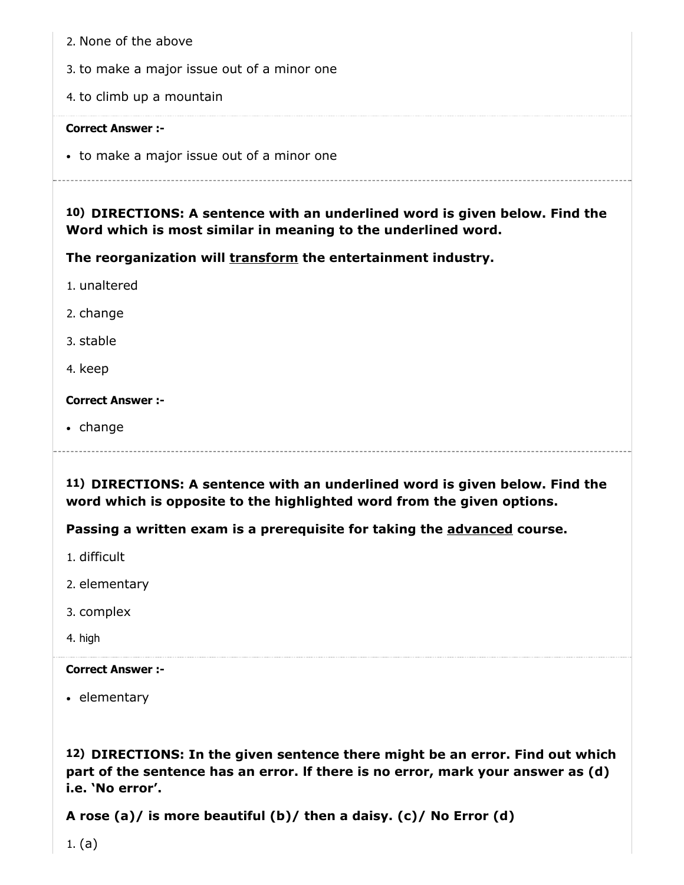2. None of the above

3. to make a major issue out of a minor one

4. to climb up a mountain

**Correct Answer :-**

- to make a major issue out of a minor one

---

**10) DIRECTIONS: A sentence with an underlined word is given below. Find the Word which is most similar in meaning to the underlined word.**

**The reorganization will <u>transform</u> the entertainment industry.**

1. unaltered

2. change

3. stable

4. keep

**Correct Answer :-**

- change

---

**11) DIRECTIONS: A sentence with an underlined word is given below. Find the word which is opposite to the highlighted word from the given options.**

**Passing a written exam is a prerequisite for taking the <u>advanced</u> course.**

1. difficult

2. elementary

3. complex

4. high

**Correct Answer :-**

- elementary

**12) DIRECTIONS: In the given sentence there might be an error. Find out which part of the sentence has an error. If there is no error, mark your answer as (d) i.e. 'No error'.**

**A rose (a)/ is more beautiful (b)/ then a daisy. (c)/ No Error (d)**

1. (a)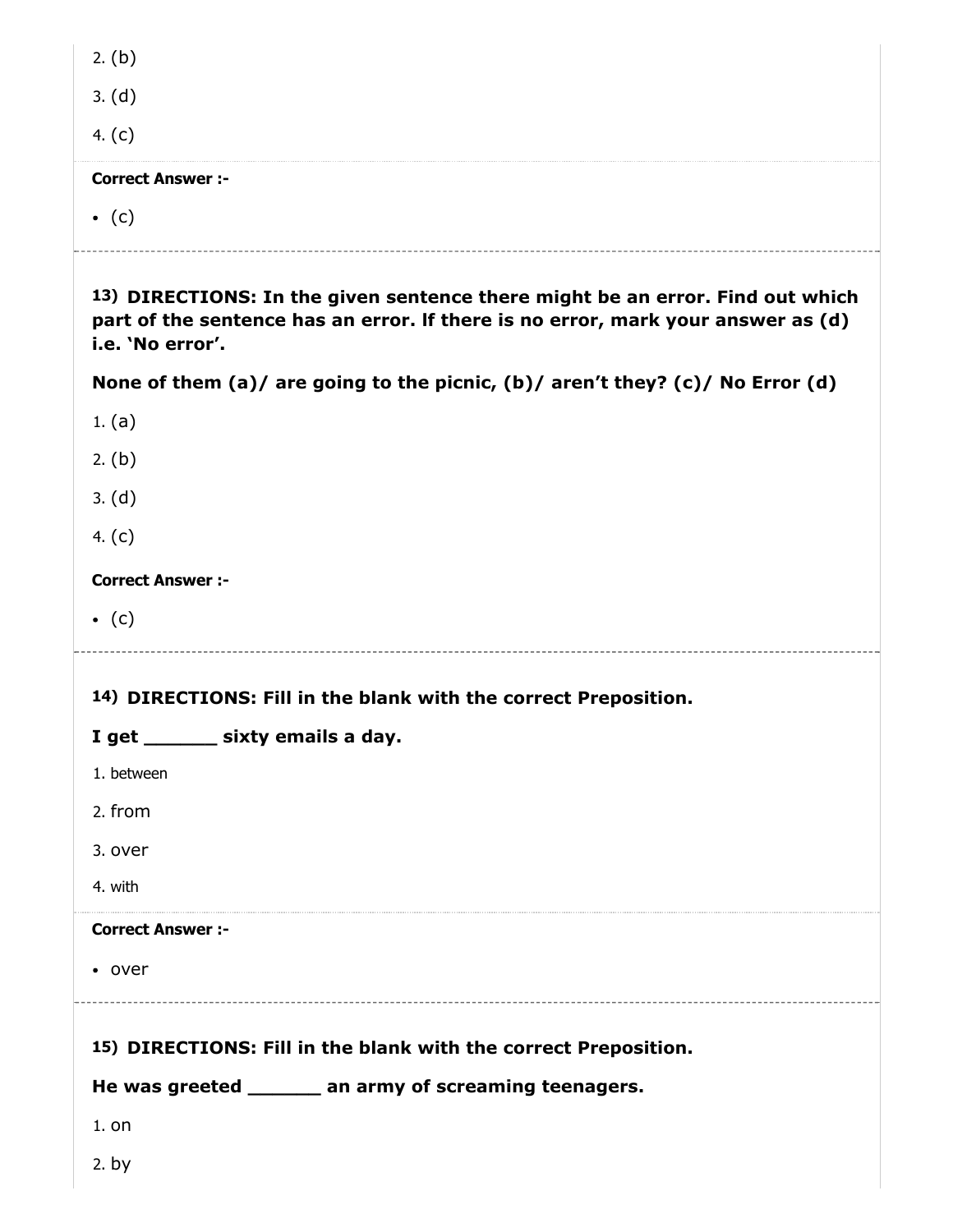2. (b)

3. (d)

4. (c)

**Correct Answer :-**

- (c)

**13) DIRECTIONS: In the given sentence there might be an error. Find out which part of the sentence has an error. If there is no error, mark your answer as (d) i.e. 'No error'.**

**None of them (a)/ are going to the picnic, (b)/ aren't they? (c)/ No Error (d)**

1. (a)

2. (b)

3. (d)

4. (c)

**Correct Answer :-**

- (c)

**14) DIRECTIONS: Fill in the blank with the correct Preposition.**

**I get ______ sixty emails a day.**

1. between

2. from

3. over

4. with

**Correct Answer :-**

- over

**15) DIRECTIONS: Fill in the blank with the correct Preposition.**

**He was greeted ______ an army of screaming teenagers.**

1. on

2. by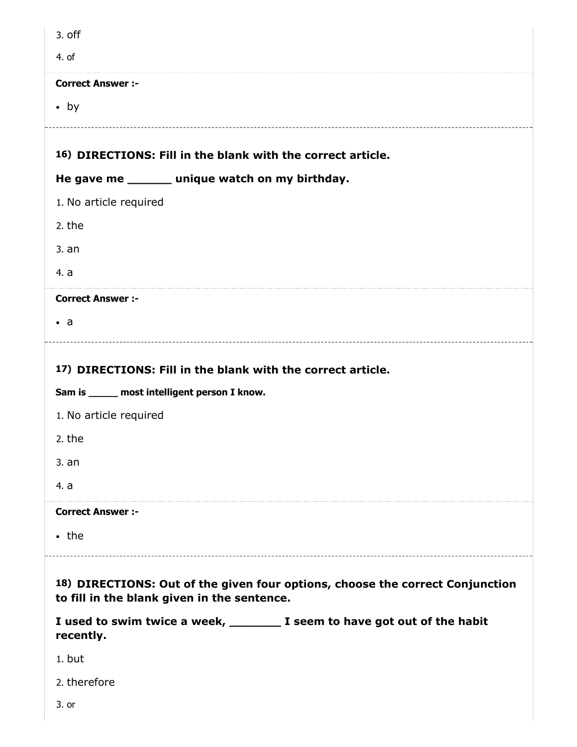3. off

4. of

**Correct Answer :-**

- by

---

**16) DIRECTIONS: Fill in the blank with the correct article.**

**He gave me ______ unique watch on my birthday.**

1. No article required
2. the
3. an
4. a

**Correct Answer :-**

- a

---

**17) DIRECTIONS: Fill in the blank with the correct article.**

**Sam is _____ most intelligent person I know.**

1. No article required
2. the
3. an
4. a

**Correct Answer :-**

- the

---

**18) DIRECTIONS: Out of the given four options, choose the correct Conjunction to fill in the blank given in the sentence.**

**I used to swim twice a week, _______ I seem to have got out of the habit recently.**

1. but
2. therefore
3. or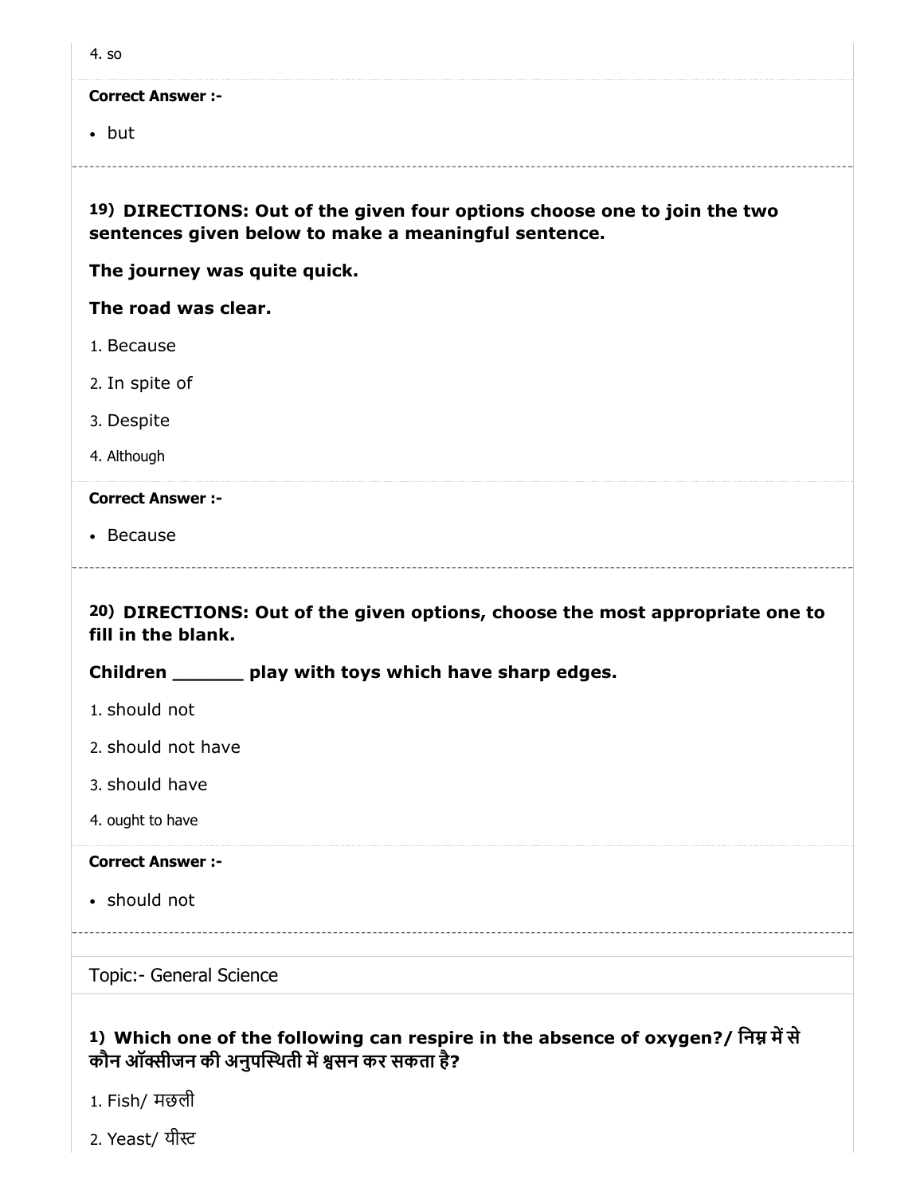4. so

**Correct Answer :-**

- but

---

**19) DIRECTIONS: Out of the given four options choose one to join the two sentences given below to make a meaningful sentence.**

**The journey was quite quick.**

**The road was clear.**

1. Because
2. In spite of
3. Despite
4. Although

**Correct Answer :-**

- Because

---

**20) DIRECTIONS: Out of the given options, choose the most appropriate one to fill in the blank.**

**Children ______ play with toys which have sharp edges.**

1. should not
2. should not have
3. should have
4. ought to have

**Correct Answer :-**

- should not

---

Topic:- General Science

**1) Which one of the following can respire in the absence of oxygen?/ निम्न में से कौन ऑक्सीजन की अनुपस्थिती में श्वसन कर सकता है?**

1. Fish/ मछली
2. Yeast/ यीस्ट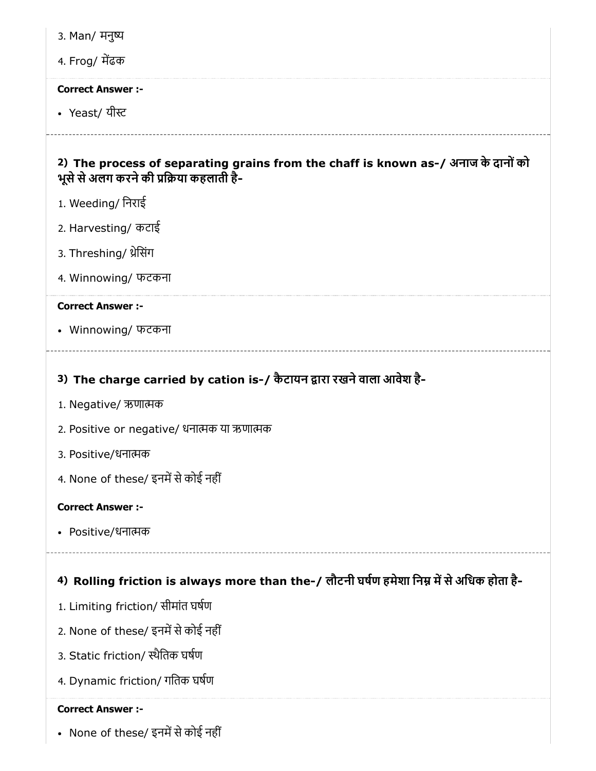3. Man/ मनुष्य

4. Frog/ मेंढक

**Correct Answer :-**

- Yeast/ यीस्ट

---

**2) The process of separating grains from the chaff is known as-/ अनाज के दानों को भूसे से अलग करने की प्रक्रिया कहलाती है-**

1. Weeding/ निराई

2. Harvesting/ कटाई

3. Threshing/ थ्रेसिंग

4. Winnowing/ फटकना

**Correct Answer :-**

- Winnowing/ फटकना

---

**3) The charge carried by cation is-/ कैटायन द्वारा रखने वाला आवेश है-**

1. Negative/ ऋणात्मक

2. Positive or negative/ धनात्मक या ऋणात्मक

3. Positive/धनात्मक

4. None of these/ इनमें से कोई नहीं

**Correct Answer :-**

- Positive/धनात्मक

---

**4) Rolling friction is always more than the-/ लौटनी घर्षण हमेशा निम्न में से अधिक होता है-**

1. Limiting friction/ सीमांत घर्षण

2. None of these/ इनमें से कोई नहीं

3. Static friction/ स्थैतिक घर्षण

4. Dynamic friction/ गतिक घर्षण

**Correct Answer :-**

- None of these/ इनमें से कोई नहीं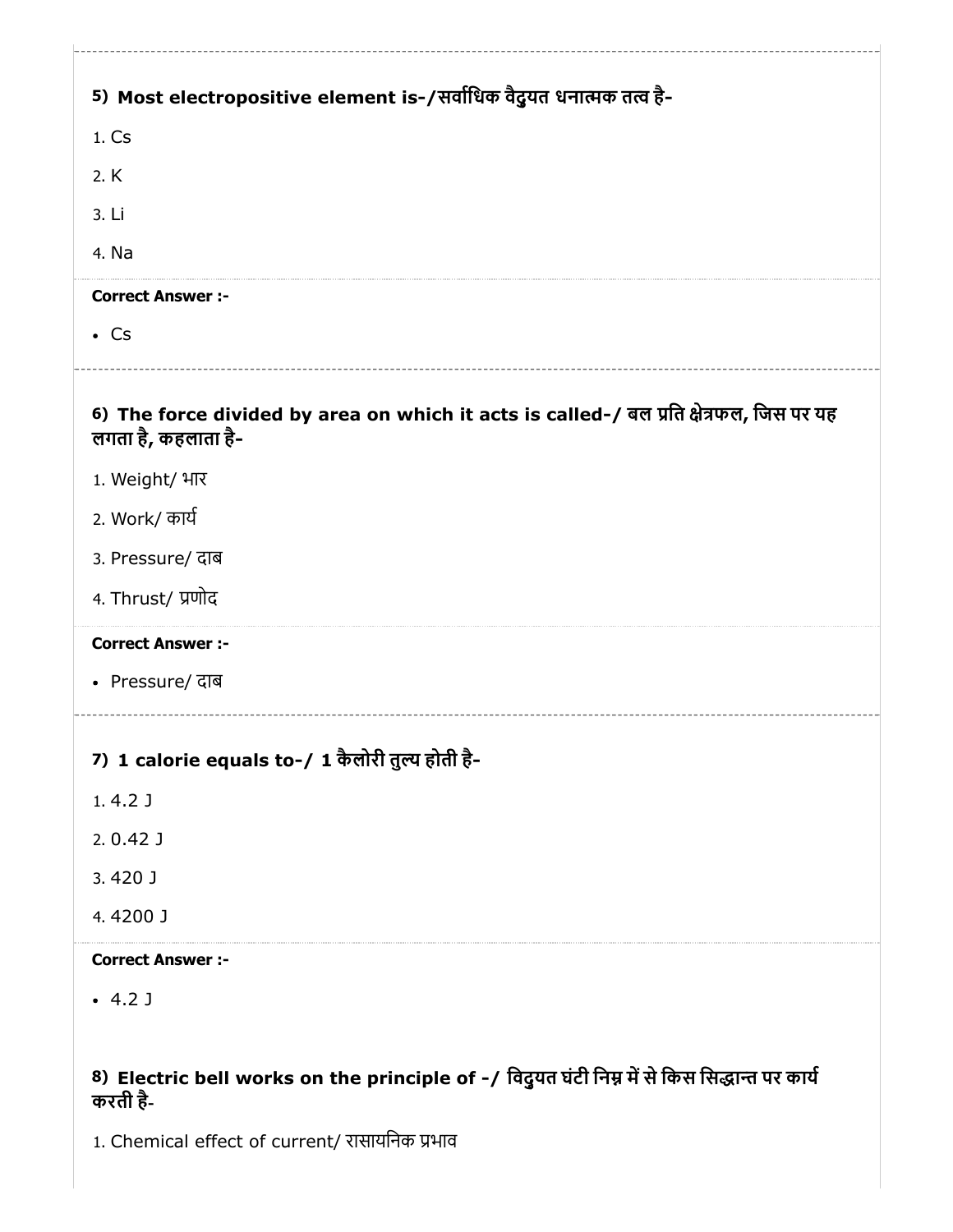**5) Most electropositive element is-/सर्वाधिक वैदुयत धनात्मक तत्व है-**

1. Cs
2. K
3. Li
4. Na

**Correct Answer :-**

- Cs

---

**6) The force divided by area on which it acts is called-/ बल प्रति क्षेत्रफल, जिस पर यह लगता है, कहलाता है-**

1. Weight/ भार
2. Work/ कार्य
3. Pressure/ दाब
4. Thrust/ प्रणोद

**Correct Answer :-**

- Pressure/ दाब

---

**7) 1 calorie equals to-/ 1 कैलोरी तुल्य होती है-**

1. 4.2 J
2. 0.42 J
3. 420 J
4. 4200 J

**Correct Answer :-**

- 4.2 J

**8) Electric bell works on the principle of -/ विदुयत घंटी निम्न में से किस सिद्धान्त पर कार्य करती है-**

1. Chemical effect of current/ रासायनिक प्रभाव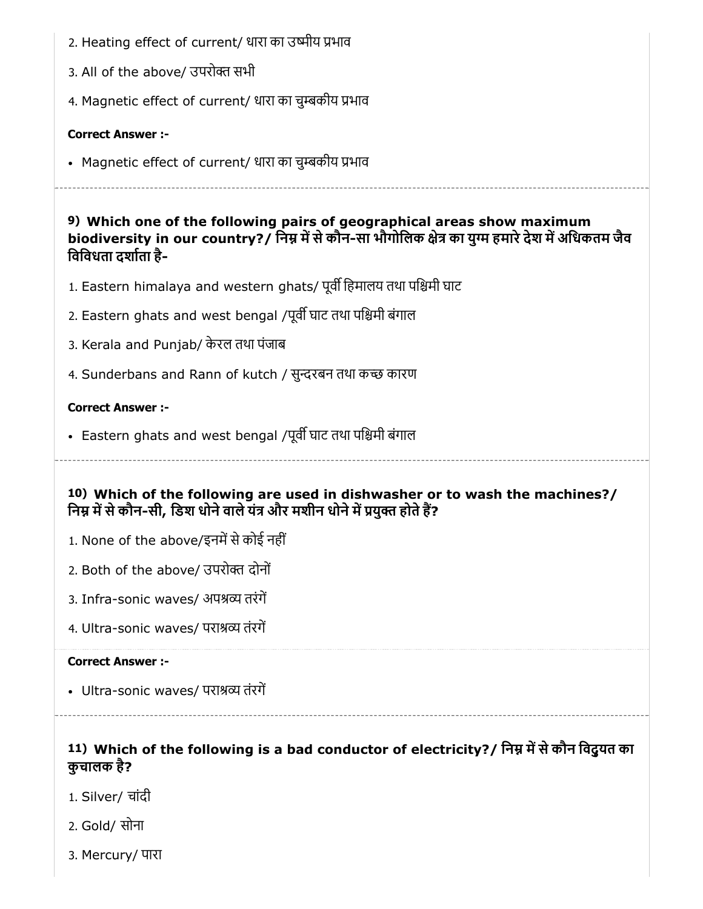2. Heating effect of current/ धारा का उष्मीय प्रभाव

3. All of the above/ उपरोक्त सभी

4. Magnetic effect of current/ धारा का चुम्बकीय प्रभाव

**Correct Answer :-**

- Magnetic effect of current/ धारा का चुम्बकीय प्रभाव

---

### 9) Which one of the following pairs of geographical areas show maximum biodiversity in our country?/ निम्न में से कौन-सा भौगोलिक क्षेत्र का युग्म हमारे देश में अधिकतम जैव विविधता दर्शाता है-

1. Eastern himalaya and western ghats/ पूर्वी हिमालय तथा पश्चिमी घाट

2. Eastern ghats and west bengal /पूर्वी घाट तथा पश्चिमी बंगाल

3. Kerala and Punjab/ केरल तथा पंजाब

4. Sunderbans and Rann of kutch / सुन्दरबन तथा कच्छ कारण

**Correct Answer :-**

- Eastern ghats and west bengal /पूर्वी घाट तथा पश्चिमी बंगाल

---

### 10) Which of the following are used in dishwasher or to wash the machines?/ निम्न में से कौन-सी, डिश धोने वाले यंत्र और मशीन धोने में प्रयुक्त होते हैं?

1. None of the above/इनमें से कोई नहीं

2. Both of the above/ उपरोक्त दोनों

3. Infra-sonic waves/ अपश्रव्य तरंगें

4. Ultra-sonic waves/ पराश्रव्य तंरगें

**Correct Answer :-**

- Ultra-sonic waves/ पराश्रव्य तंरगें

---

### 11) Which of the following is a bad conductor of electricity?/ निम्न में से कौन विदुयत का कुचालक है?

1. Silver/ चांदी

2. Gold/ सोना

3. Mercury/ पारा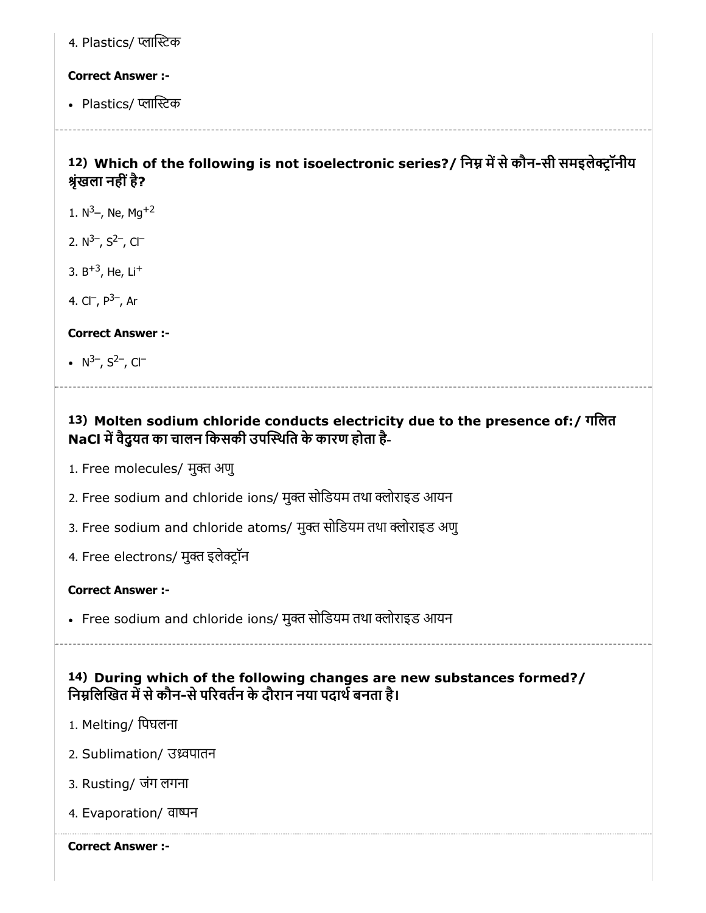4. Plastics/ प्लास्टिक

**Correct Answer :-**

- Plastics/ प्लास्टिक

### 12) Which of the following is not isoelectronic series?/ निम्न में से कौन-सी समइलेक्ट्रॉनीय श्रृंखला नहीं है?

1. $N^{3-}$, Ne, $Mg^{+2}$
2. $N^{3-}$, $S^{2-}$, $Cl^{-}$
3. $B^{+3}$, He, $Li^{+}$
4. $Cl^{-}$, $P^{3-}$, Ar

**Correct Answer :-**

- $N^{3-}$, $S^{2-}$, $Cl^{-}$

### 13) Molten sodium chloride conducts electricity due to the presence of:/ गलित NaCl में वैद्युत का चालन किसकी उपस्थिति के कारण होता है-

1. Free molecules/ मुक्त अणु
2. Free sodium and chloride ions/ मुक्त सोडियम तथा क्लोराइड आयन
3. Free sodium and chloride atoms/ मुक्त सोडियम तथा क्लोराइड अणु
4. Free electrons/ मुक्त इलेक्ट्रॉन

**Correct Answer :-**

- Free sodium and chloride ions/ मुक्त सोडियम तथा क्लोराइड आयन

### 14) During which of the following changes are new substances formed?/ निम्नलिखित में से कौन-से परिवर्तन के दौरान नया पदार्थ बनता है।

1. Melting/ पिघलना
2. Sublimation/ उध्र्वपातन
3. Rusting/ जंग लगना
4. Evaporation/ वाष्पन

**Correct Answer :-**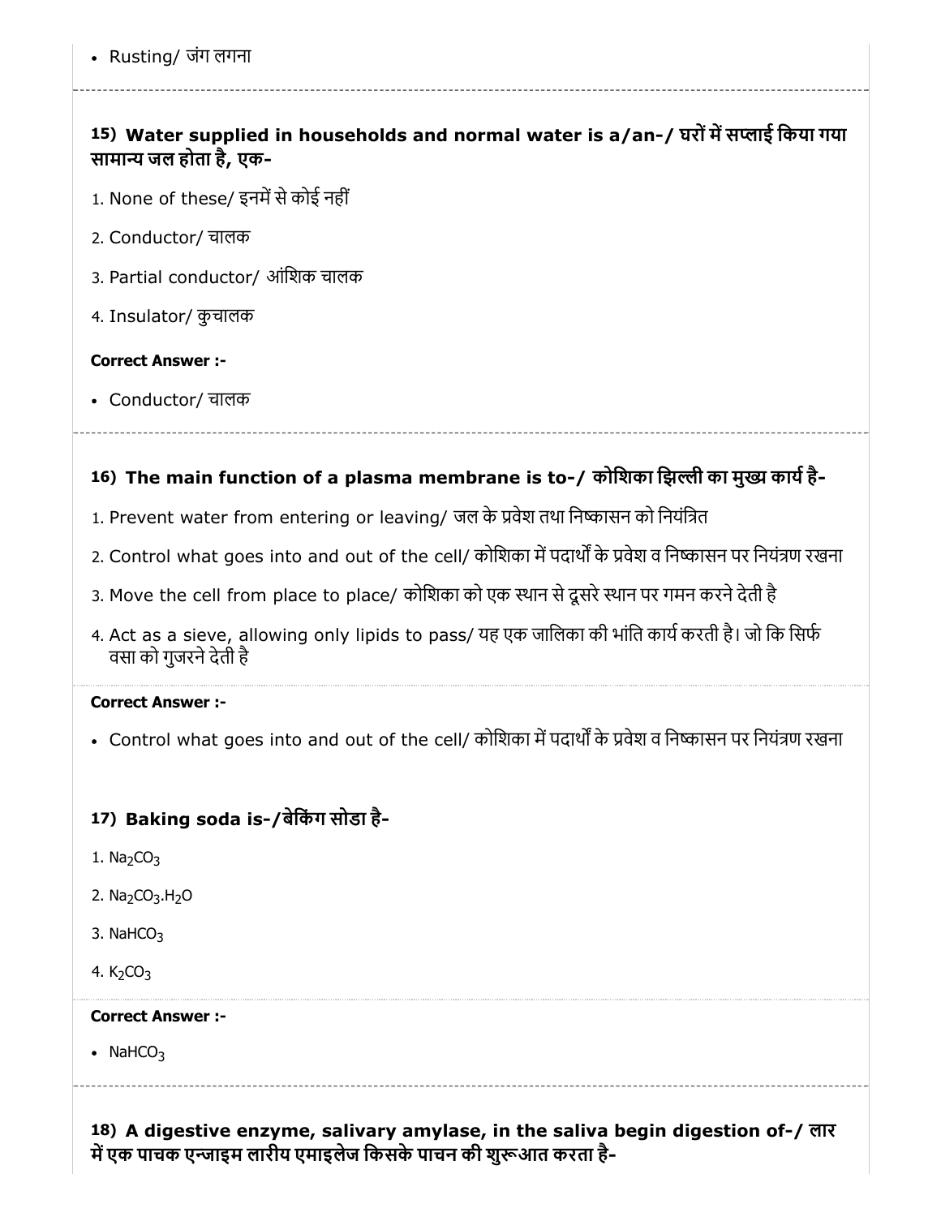- Rusting/ जंग लगना

### 15) Water supplied in households and normal water is a/an-/ घरों में सप्लाई किया गया सामान्य जल होता है, एक-

1. None of these/ इनमें से कोई नहीं
2. Conductor/ चालक
3. Partial conductor/ आंशिक चालक
4. Insulator/ कुचालक

**Correct Answer :-**

- Conductor/ चालक

### 16) The main function of a plasma membrane is to-/ कोशिका झिल्ली का मुख्य कार्य है-

1. Prevent water from entering or leaving/ जल के प्रवेश तथा निष्कासन को नियंत्रित
2. Control what goes into and out of the cell/ कोशिका में पदार्थों के प्रवेश व निष्कासन पर नियंत्रण रखना
3. Move the cell from place to place/ कोशिका को एक स्थान से दूसरे स्थान पर गमन करने देती है
4. Act as a sieve, allowing only lipids to pass/ यह एक जालिका की भांति कार्य करती है। जो कि सिर्फ वसा को गुजरने देती है

**Correct Answer :-**

- Control what goes into and out of the cell/ कोशिका में पदार्थों के प्रवेश व निष्कासन पर नियंत्रण रखना

### 17) Baking soda is-/बेकिंग सोडा है-

1. $Na_2CO_3$
2. $Na_2CO_3.H_2O$
3. $NaHCO_3$
4. $K_2CO_3$

**Correct Answer :-**

- $NaHCO_3$

### 18) A digestive enzyme, salivary amylase, in the saliva begin digestion of-/ लार में एक पाचक एन्जाइम लारीय एमाइलेज किसके पाचन की शुरूआत करता है-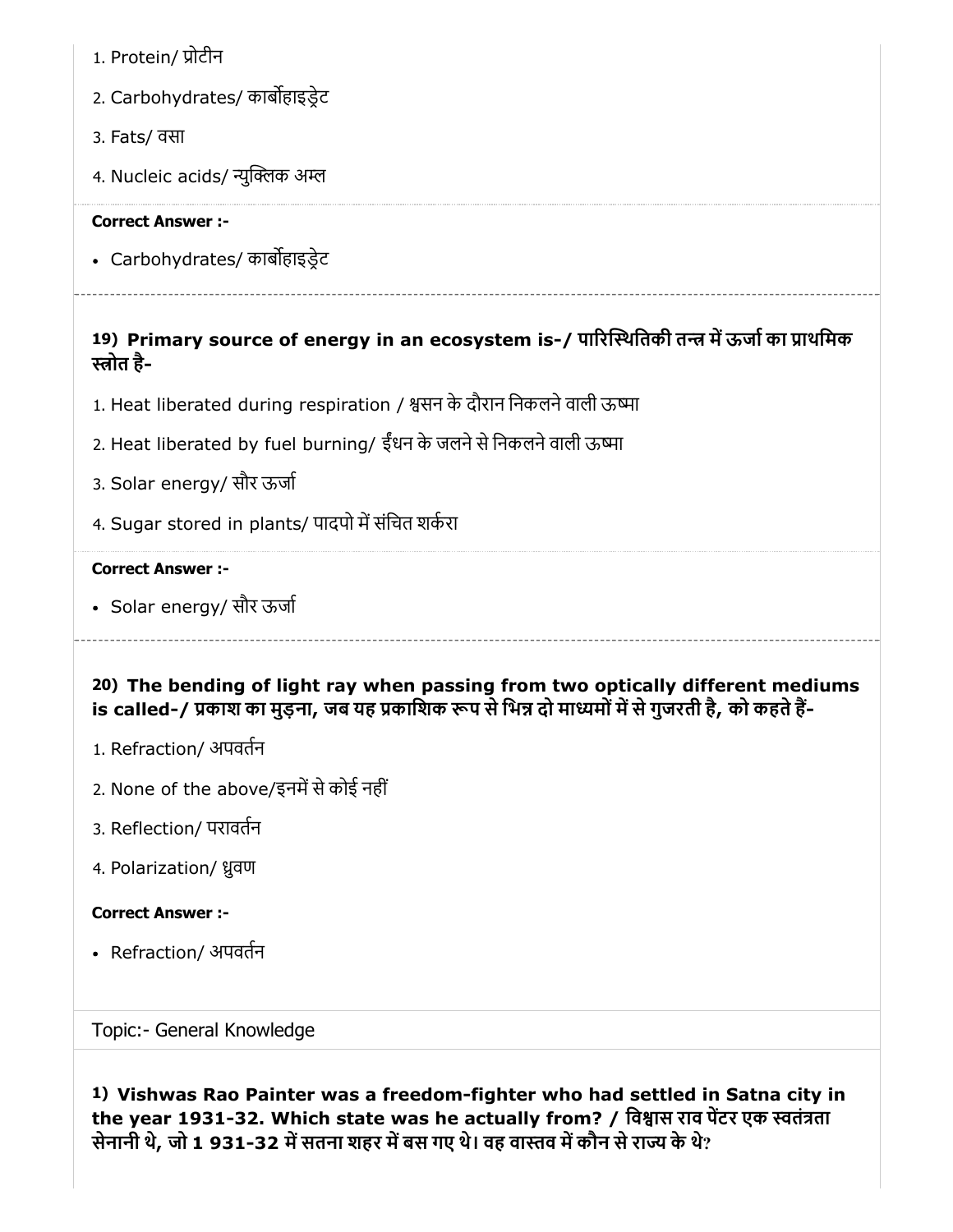1. Protein/ प्रोटीन
2. Carbohydrates/ कार्बोहाइड्रेट
3. Fats/ वसा
4. Nucleic acids/ न्युक्लिक अम्ल

**Correct Answer :-**

- Carbohydrates/ कार्बोहाइड्रेट

---

**19) Primary source of energy in an ecosystem is-/ पारिस्थितिकी तन्त्र में ऊर्जा का प्राथमिक स्त्रोत है-**

1. Heat liberated during respiration / श्वसन के दौरान निकलने वाली ऊष्मा
2. Heat liberated by fuel burning/ ईंधन के जलने से निकलने वाली ऊष्मा
3. Solar energy/ सौर ऊर्जा
4. Sugar stored in plants/ पादपो में संचित शर्करा

**Correct Answer :-**

- Solar energy/ सौर ऊर्जा

---

**20) The bending of light ray when passing from two optically different mediums is called-/ प्रकाश का मुड़ना, जब यह प्रकाशिक रूप से भिन्न दो माध्यमों में से गुजरती है, को कहते हैं-**

1. Refraction/ अपवर्तन
2. None of the above/इनमें से कोई नहीं
3. Reflection/ परावर्तन
4. Polarization/ ध्रुवण

**Correct Answer :-**

- Refraction/ अपवर्तन

Topic:- General Knowledge

**1) Vishwas Rao Painter was a freedom-fighter who had settled in Satna city in the year 1931-32. Which state was he actually from? / विश्वास राव पेंटर एक स्वतंत्रता सेनानी थे, जो 1 931-32 में सतना शहर में बस गए थे। वह वास्तव में कौन से राज्य के थे?**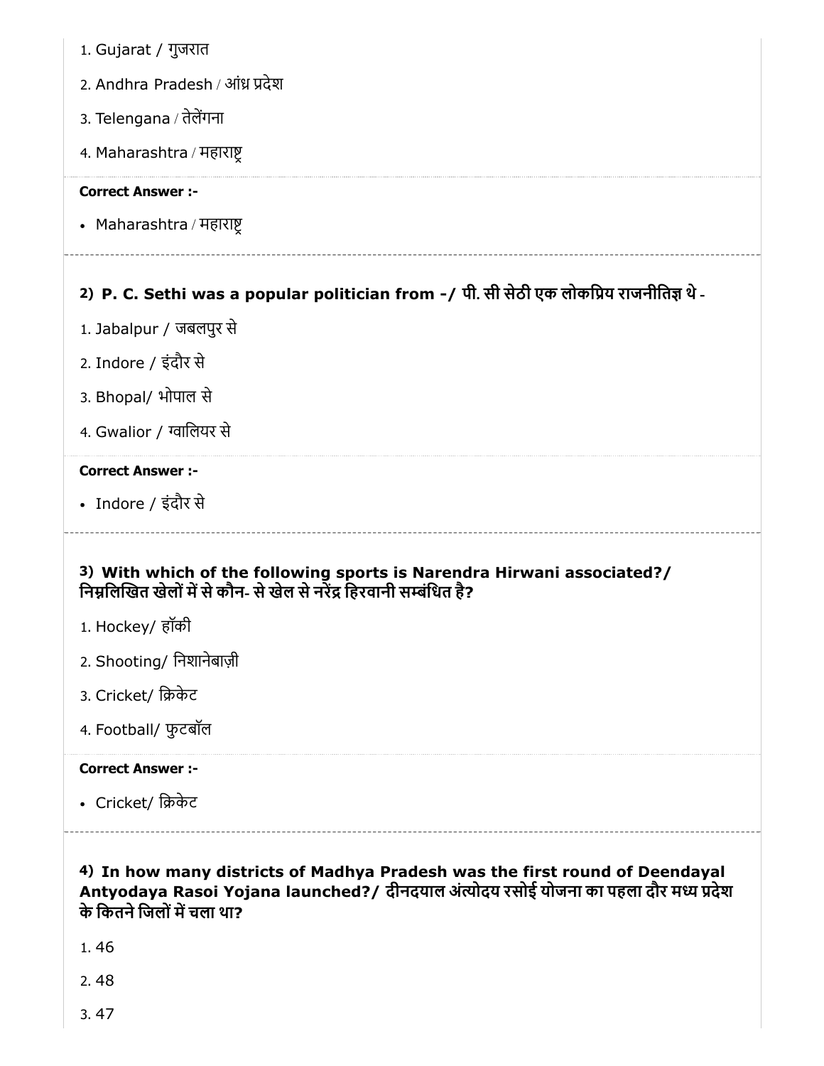1. Gujarat / गुजरात
2. Andhra Pradesh / आंध्र प्रदेश
3. Telengana / तेलेंगना
4. Maharashtra / महाराष्ट्र

**Correct Answer :-**

- Maharashtra / महाराष्ट्र

---

**2) P. C. Sethi was a popular politician from -/ पी. सी सेठी एक लोकप्रिय राजनीतिज्ञ थे -**

1. Jabalpur / जबलपुर से
2. Indore / इंदौर से
3. Bhopal/ भोपाल से
4. Gwalior / ग्वालियर से

**Correct Answer :-**

- Indore / इंदौर से

---

**3) With which of the following sports is Narendra Hirwani associated?/ निम्नलिखित खेलों में से कौन- से खेल से नरेंद्र हिरवानी सम्बंधित है?**

1. Hockey/ हॉकी
2. Shooting/ निशानेबाज़ी
3. Cricket/ क्रिकेट
4. Football/ फुटबॉल

**Correct Answer :-**

- Cricket/ क्रिकेट

---

**4) In how many districts of Madhya Pradesh was the first round of Deendayal Antyodaya Rasoi Yojana launched?/ दीनदयाल अंत्योदय रसोई योजना का पहला दौर मध्य प्रदेश के कितने जिलों में चला था?**

1. 46
2. 48
3. 47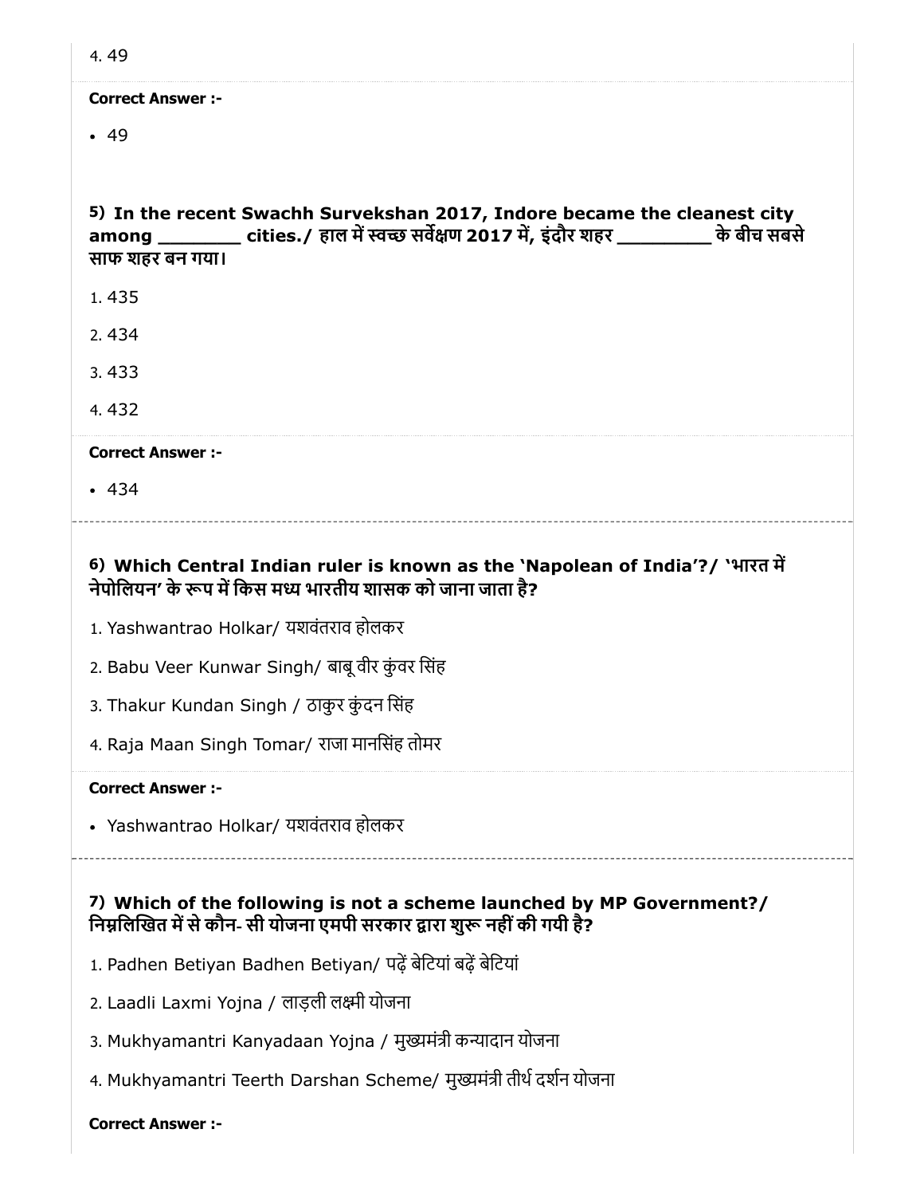4. 49

**Correct Answer :-**

- 49

**5) In the recent Swachh Survekshan 2017, Indore became the cleanest city among ________ cities./ हाल में स्वच्छ सर्वेक्षण 2017 में, इंदौर शहर _________ के बीच सबसे साफ शहर बन गया।**

1. 435
2. 434
3. 433
4. 432

**Correct Answer :-**

- 434

**6) Which Central Indian ruler is known as the 'Napolean of India'?/ 'भारत में नेपोलियन' के रूप में किस मध्य भारतीय शासक को जाना जाता है?**

1. Yashwantrao Holkar/ यशवंतराव होलकर
2. Babu Veer Kunwar Singh/ बाबू वीर कुंवर सिंह
3. Thakur Kundan Singh / ठाकुर कुंदन सिंह
4. Raja Maan Singh Tomar/ राजा मानसिंह तोमर

**Correct Answer :-**

- Yashwantrao Holkar/ यशवंतराव होलकर

**7) Which of the following is not a scheme launched by MP Government?/ निम्नलिखित में से कौन- सी योजना एमपी सरकार द्वारा शुरू नहीं की गयी है?**

1. Padhen Betiyan Badhen Betiyan/ पढ़ें बेटियां बढ़ें बेटियां
2. Laadli Laxmi Yojna / लाड़ली लक्ष्मी योजना
3. Mukhyamantri Kanyadaan Yojna / मुख्यमंत्री कन्यादान योजना
4. Mukhyamantri Teerth Darshan Scheme/ मुख्यमंत्री तीर्थ दर्शन योजना

**Correct Answer :-**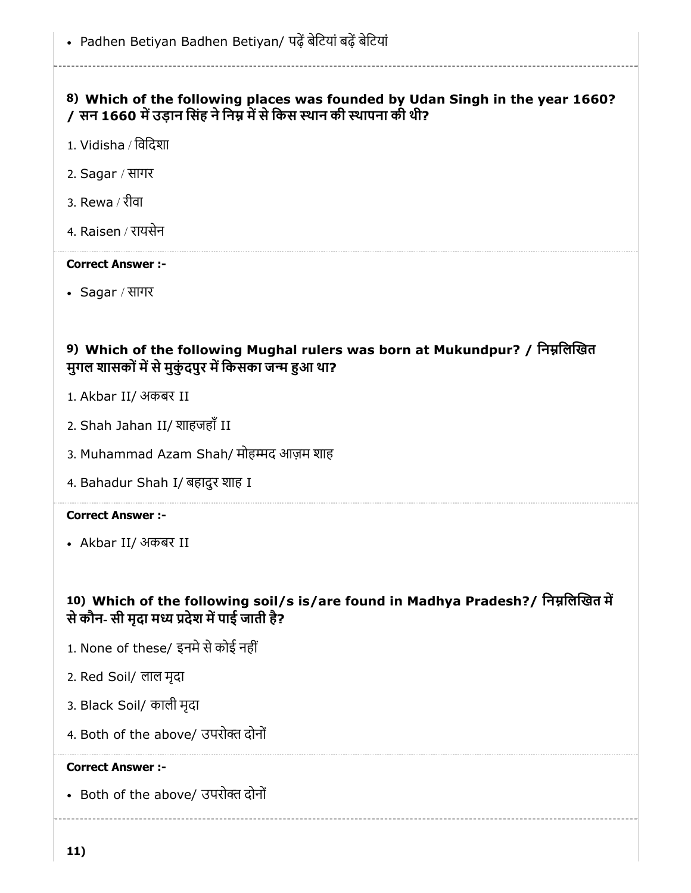- Padhen Betiyan Badhen Betiyan/ पढ़ें बेटियां बढ़ें बेटियां

**8) Which of the following places was founded by Udan Singh in the year 1660? / सन 1660 में उड़ान सिंह ने निम्न में से किस स्थान की स्थापना की थी?**

1. Vidisha / विदिशा
2. Sagar / सागर
3. Rewa / रीवा
4. Raisen / रायसेन

**Correct Answer :-**

- Sagar / सागर

**9) Which of the following Mughal rulers was born at Mukundpur? / निम्नलिखित मुगल शासकों में से मुकुंदपुर में किसका जन्म हुआ था?**

1. Akbar II/ अकबर II
2. Shah Jahan II/ शाहजहाँ II
3. Muhammad Azam Shah/ मोहम्मद आज़म शाह
4. Bahadur Shah I/ बहादुर शाह I

**Correct Answer :-**

- Akbar II/ अकबर II

**10) Which of the following soil/s is/are found in Madhya Pradesh?/ निम्नलिखित में से कौन- सी मृदा मध्य प्रदेश में पाई जाती है?**

1. None of these/ इनमे से कोई नहीं
2. Red Soil/ लाल मृदा
3. Black Soil/ काली मृदा
4. Both of the above/ उपरोक्त दोनों

**Correct Answer :-**

- Both of the above/ उपरोक्त दोनों

**11)**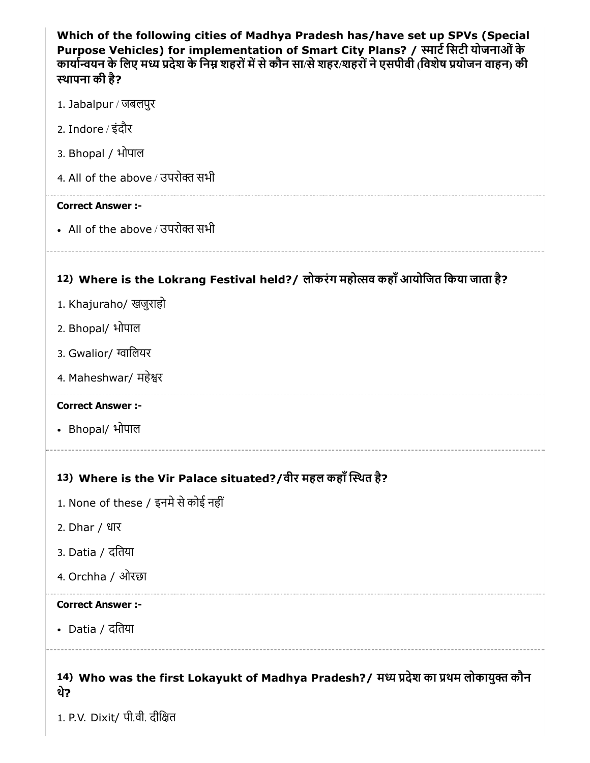**Which of the following cities of Madhya Pradesh has/have set up SPVs (Special Purpose Vehicles) for implementation of Smart City Plans? / स्मार्ट सिटी योजनाओं के कार्यान्वयन के लिए मध्य प्रदेश के निम्न शहरों में से कौन सा/से शहर/शहरों ने एसपीवी (विशेष प्रयोजन वाहन) की स्थापना की है?**

1. Jabalpur / जबलपुर
2. Indore / इंदौर
3. Bhopal / भोपाल
4. All of the above / उपरोक्त सभी

**Correct Answer :-**

- All of the above / उपरोक्त सभी

---

**12) Where is the Lokrang Festival held?/ लोकरंग महोत्सव कहाँ आयोजित किया जाता है?**

1. Khajuraho/ खजुराहो
2. Bhopal/ भोपाल
3. Gwalior/ ग्वालियर
4. Maheshwar/ महेश्वर

**Correct Answer :-**

- Bhopal/ भोपाल

---

**13) Where is the Vir Palace situated?/वीर महल कहाँ स्थित है?**

1. None of these / इनमे से कोई नहीं
2. Dhar / धार
3. Datia / दतिया
4. Orchha / ओरछा

**Correct Answer :-**

- Datia / दतिया

---

**14) Who was the first Lokayukt of Madhya Pradesh?/ मध्य प्रदेश का प्रथम लोकायुक्त कौन थे?**

1. P.V. Dixit/ पी.वी. दीक्षित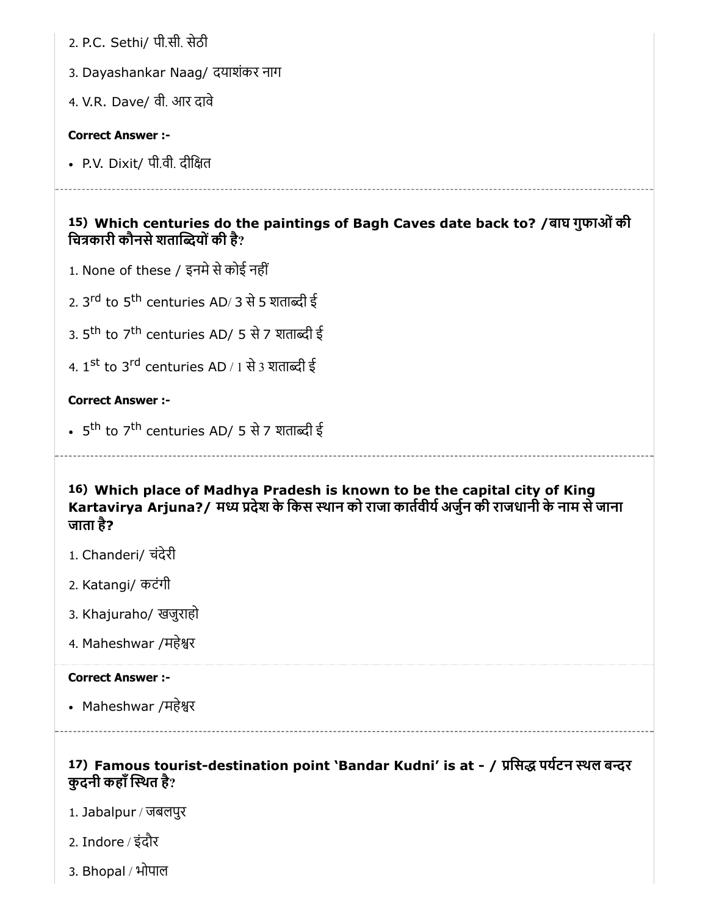2. P.C. Sethi/ पी.सी. सेठी

3. Dayashankar Naag/ दयाशंकर नाग

4. V.R. Dave/ वी. आर दावे

**Correct Answer :-**

- P.V. Dixit/ पी.वी. दीक्षित

---

**15) Which centuries do the paintings of Bagh Caves date back to? /बाघ गुफाओं की चित्रकारी कौनसे शताब्दियों की है?**

1. None of these / इनमे से कोई नहीं

2. 3rd to 5th centuries AD/ 3 से 5 शताब्दी ई

3. 5th to 7th centuries AD/ 5 से 7 शताब्दी ई

4. 1st to 3rd centuries AD / 1 से 3 शताब्दी ई

**Correct Answer :-**

- 5th to 7th centuries AD/ 5 से 7 शताब्दी ई

---

**16) Which place of Madhya Pradesh is known to be the capital city of King Kartavirya Arjuna?/ मध्य प्रदेश के किस स्थान को राजा कार्तवीर्य अर्जुन की राजधानी के नाम से जाना जाता है?**

1. Chanderi/ चंदेरी

2. Katangi/ कटंगी

3. Khajuraho/ खजुराहो

4. Maheshwar /महेश्वर

**Correct Answer :-**

- Maheshwar /महेश्वर

---

**17) Famous tourist-destination point 'Bandar Kudni' is at - / प्रसिद्ध पर्यटन स्थल बन्दर कुदनी कहाँ स्थित है?**

1. Jabalpur / जबलपुर

2. Indore / इंदौर

3. Bhopal / भोपाल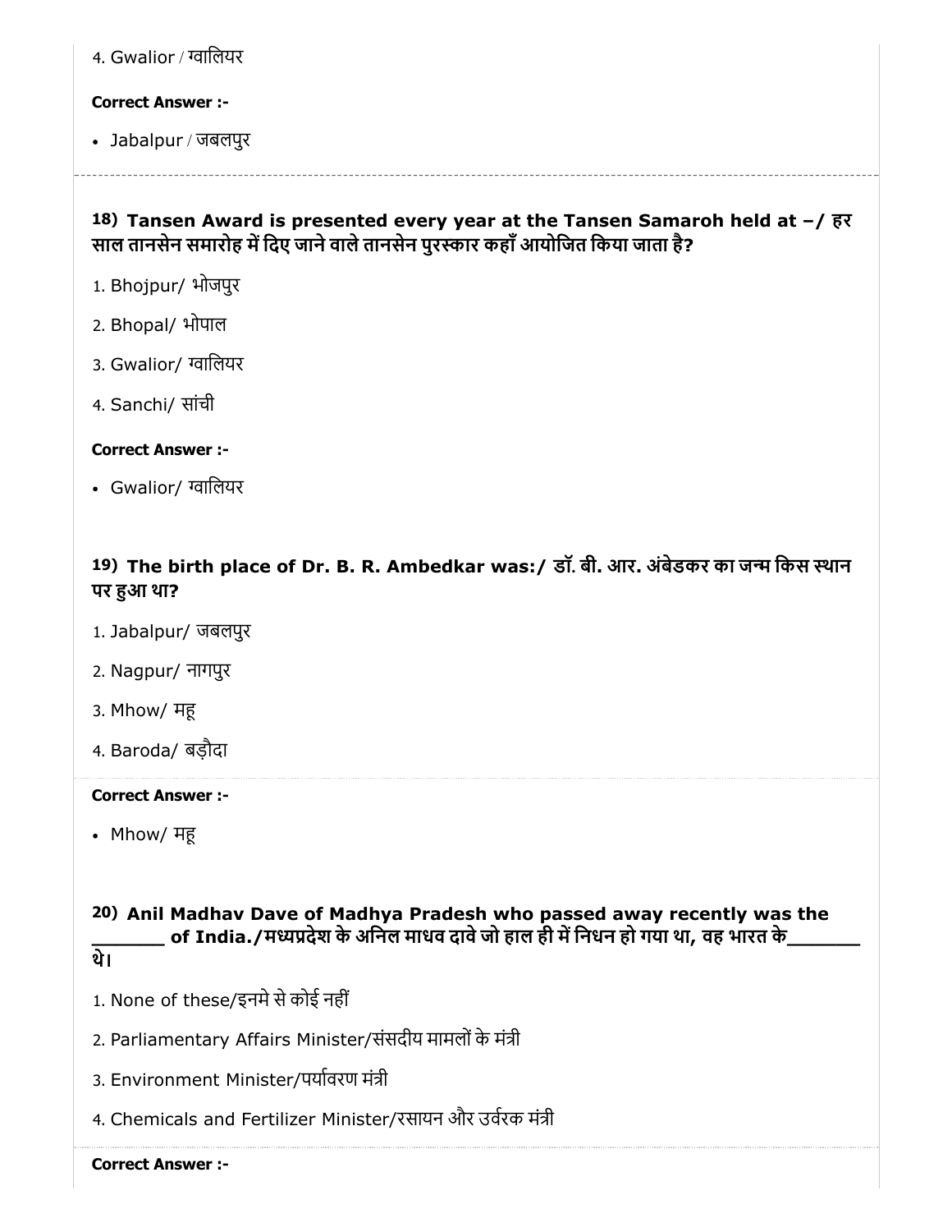4. Gwalior / ग्वालियर

**Correct Answer :-**

- Jabalpur / जबलपुर

---

**18) Tansen Award is presented every year at the Tansen Samaroh held at –/ हर साल तानसेन समारोह में दिए जाने वाले तानसेन पुरस्कार कहाँ आयोजित किया जाता है?**

1. Bhojpur/ भोजपुर
2. Bhopal/ भोपाल
3. Gwalior/ ग्वालियर
4. Sanchi/ सांची

**Correct Answer :-**

- Gwalior/ ग्वालियर

**19) The birth place of Dr. B. R. Ambedkar was:/ डॉ. बी. आर. अंबेडकर का जन्म किस स्थान पर हुआ था?**

1. Jabalpur/ जबलपुर
2. Nagpur/ नागपुर
3. Mhow/ महू
4. Baroda/ बड़ौदा

**Correct Answer :-**

- Mhow/ महू

**20) Anil Madhav Dave of Madhya Pradesh who passed away recently was the _______ of India./मध्यप्रदेश के अनिल माधव दावे जो हाल ही में निधन हो गया था, वह भारत के_______ थे।**

1. None of these/इनमे से कोई नहीं
2. Parliamentary Affairs Minister/संसदीय मामलों के मंत्री
3. Environment Minister/पर्यावरण मंत्री
4. Chemicals and Fertilizer Minister/रसायन और उर्वरक मंत्री

**Correct Answer :-**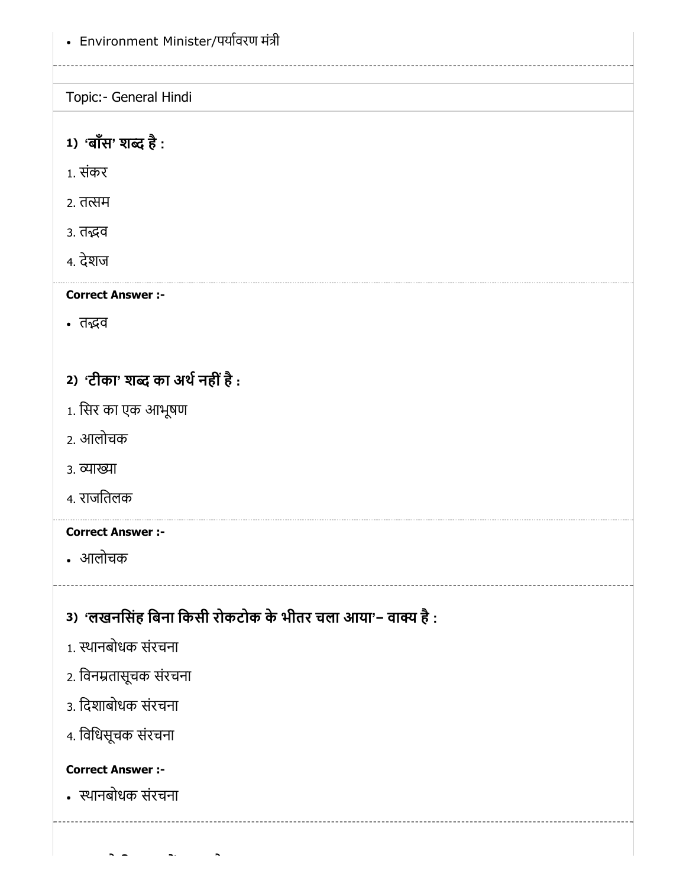- Environment Minister/पर्यावरण मंत्री

---

Topic:- General Hindi

**1) 'बाँस' शब्द है :**

1. संकर
2. तत्सम
3. तद्भव
4. देशज

**Correct Answer :-**

- तद्भव

**2) 'टीका' शब्द का अर्थ नहीं है :**

1. सिर का एक आभूषण
2. आलोचक
3. व्याख्या
4. राजतिलक

**Correct Answer :-**

- आलोचक

---

**3) 'लखनसिंह बिना किसी रोकटोक के भीतर चला आया'– वाक्य है :**

1. स्थानबोधक संरचना
2. विनम्रतासूचक संरचना
3. दिशाबोधक संरचना
4. विधिसूचक संरचना

**Correct Answer :-**

- स्थानबोधक संरचना

---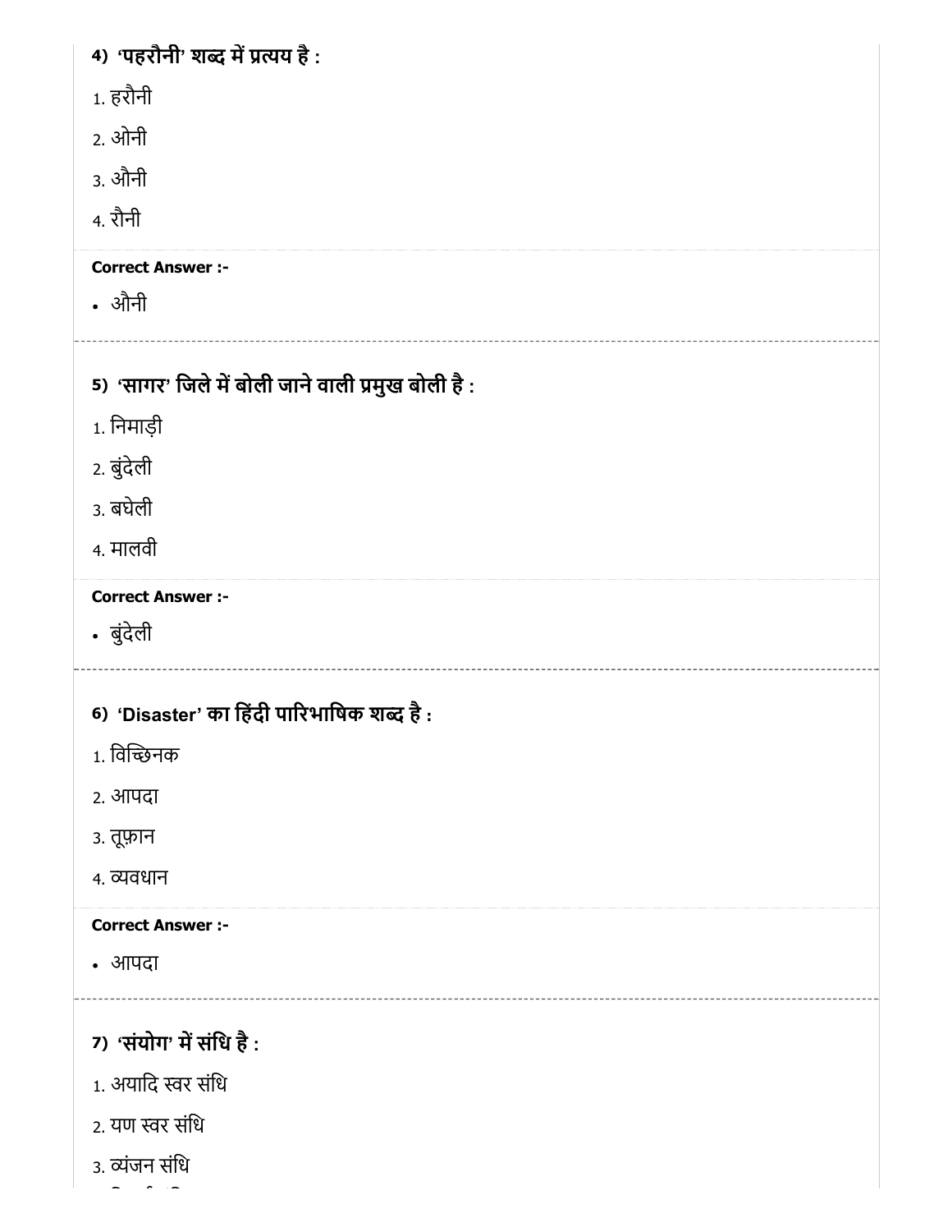**4) 'पहरौनी' शब्द में प्रत्यय है :**

1. हरौनी
2. ओनी
3. औनी
4. रौनी

**Correct Answer :-**

- औनी

---

**5) 'सागर' जिले में बोली जाने वाली प्रमुख बोली है :**

1. निमाड़ी
2. बुंदेली
3. बघेली
4. मालवी

**Correct Answer :-**

- बुंदेली

---

**6) 'Disaster' का हिंदी पारिभाषिक शब्द है :**

1. विच्छिनक
2. आपदा
3. तूफ़ान
4. व्यवधान

**Correct Answer :-**

- आपदा

---

**7) 'संयोग' में संधि है :**

1. अयादि स्वर संधि
2. यण स्वर संधि
3. व्यंजन संधि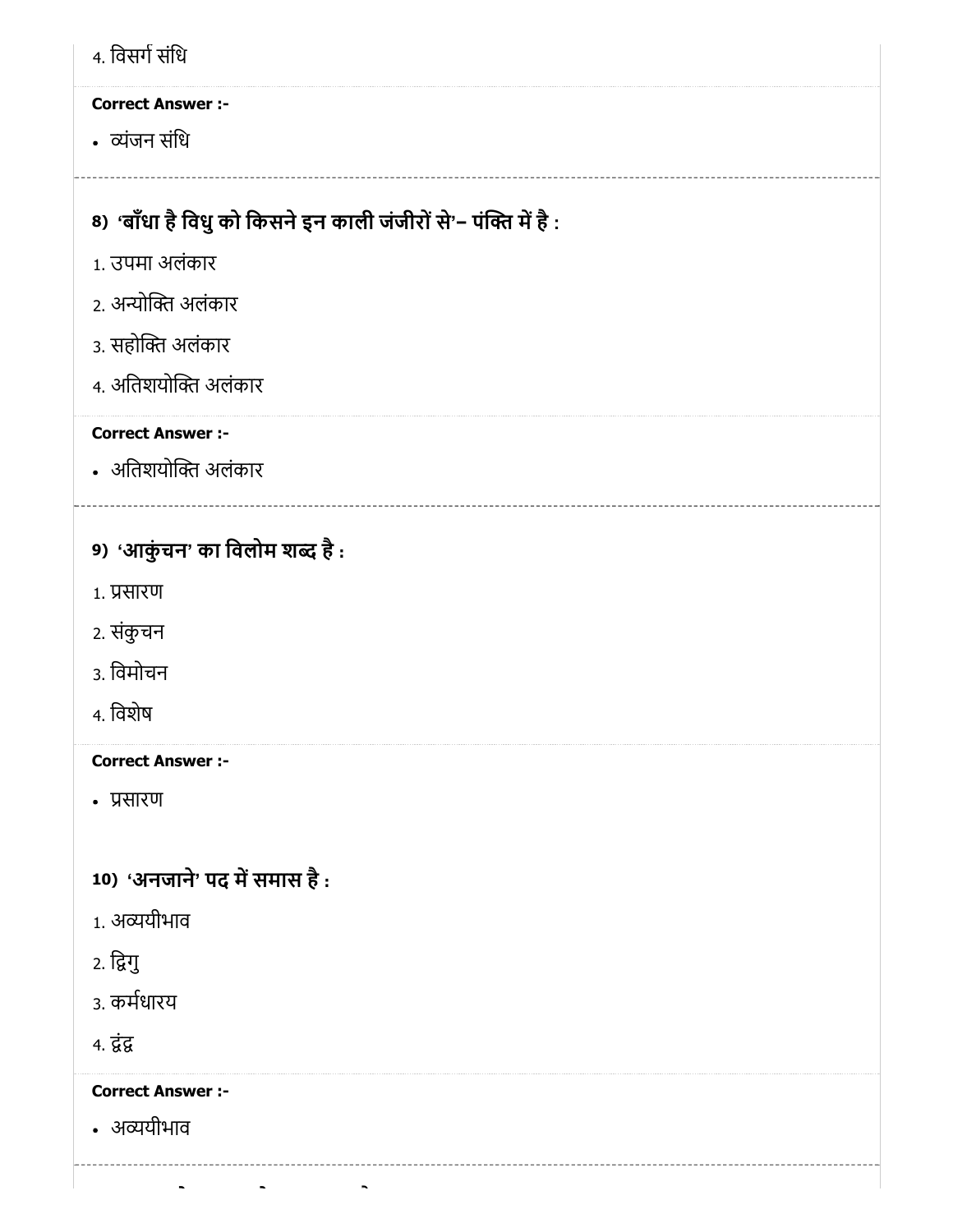4. विसर्ग संधि

**Correct Answer :-**

- व्यंजन संधि

---

**8) 'बाँधा है विधु को किसने इन काली जंजीरों से'– पंक्ति में है :**

1. उपमा अलंकार
2. अन्योक्ति अलंकार
3. सहोक्ति अलंकार
4. अतिशयोक्ति अलंकार

**Correct Answer :-**

- अतिशयोक्ति अलंकार

---

**9) 'आकुंचन' का विलोम शब्द है :**

1. प्रसारण
2. संकुचन
3. विमोचन
4. विशेष

**Correct Answer :-**

- प्रसारण

**10) 'अनजाने' पद में समास है :**

1. अव्ययीभाव
2. द्विगु
3. कर्मधारय
4. द्वंद्व

**Correct Answer :-**

- अव्ययीभाव

---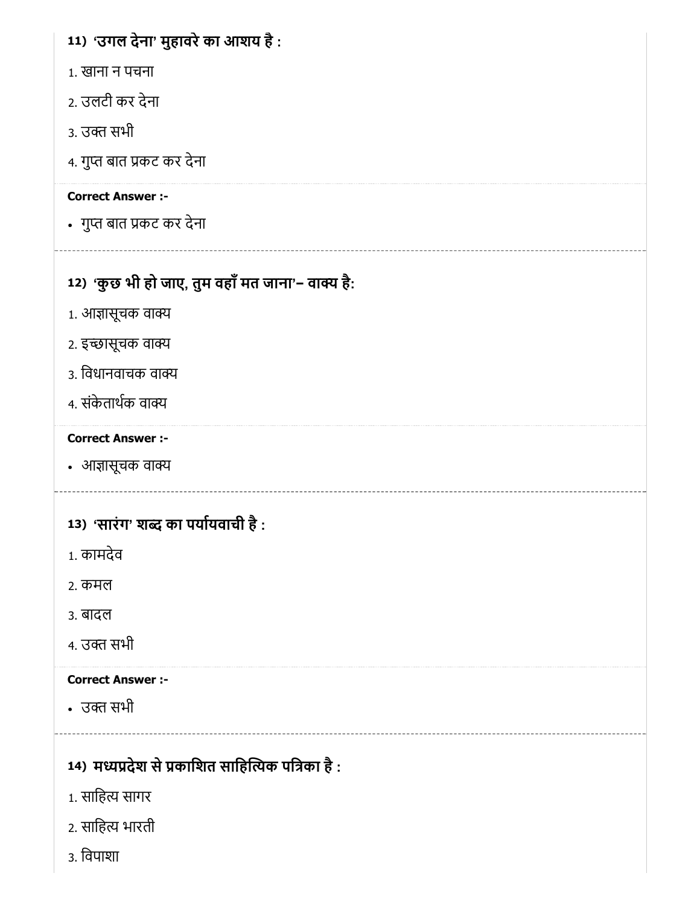**11) 'उगल देना' मुहावरे का आशय है :**

1. खाना न पचना
2. उलटी कर देना
3. उक्त सभी
4. गुप्त बात प्रकट कर देना

**Correct Answer :-**

- गुप्त बात प्रकट कर देना

---

**12) 'कुछ भी हो जाए, तुम वहाँ मत जाना'– वाक्य है:**

1. आज्ञासूचक वाक्य
2. इच्छासूचक वाक्य
3. विधानवाचक वाक्य
4. संकेतार्थक वाक्य

**Correct Answer :-**

- आज्ञासूचक वाक्य

---

**13) 'सारंग' शब्द का पर्यायवाची है :**

1. कामदेव
2. कमल
3. बादल
4. उक्त सभी

**Correct Answer :-**

- उक्त सभी

---

**14) मध्यप्रदेश से प्रकाशित साहित्यिक पत्रिका है :**

1. साहित्य सागर
2. साहित्य भारती
3. विपाशा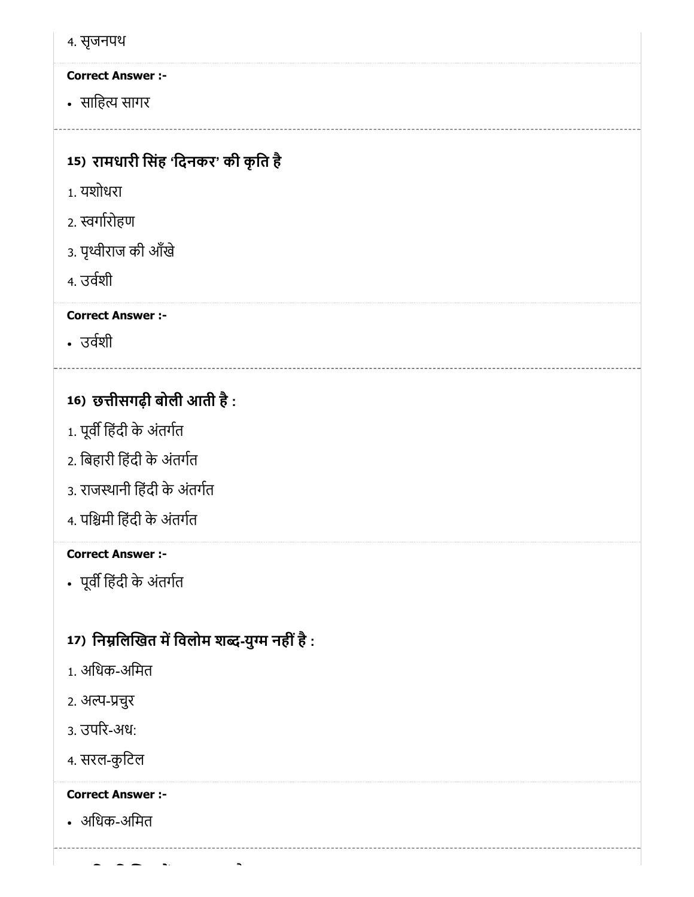4. सृजनपथ

**Correct Answer :-**

- साहित्य सागर

---

### 15) रामधारी सिंह 'दिनकर' की कृति है

1. यशोधरा
2. स्वर्गारोहण
3. पृथ्वीराज की आँखे
4. उर्वशी

**Correct Answer :-**

- उर्वशी

---

### 16) छत्तीसगढ़ी बोली आती है :

1. पूर्वी हिंदी के अंतर्गत
2. बिहारी हिंदी के अंतर्गत
3. राजस्थानी हिंदी के अंतर्गत
4. पश्चिमी हिंदी के अंतर्गत

**Correct Answer :-**

- पूर्वी हिंदी के अंतर्गत

### 17) निम्नलिखित में विलोम शब्द-युग्म नहीं है :

1. अधिक-अमित
2. अल्प-प्रचुर
3. उपरि-अध:
4. सरल-कुटिल

**Correct Answer :-**

- अधिक-अमित

---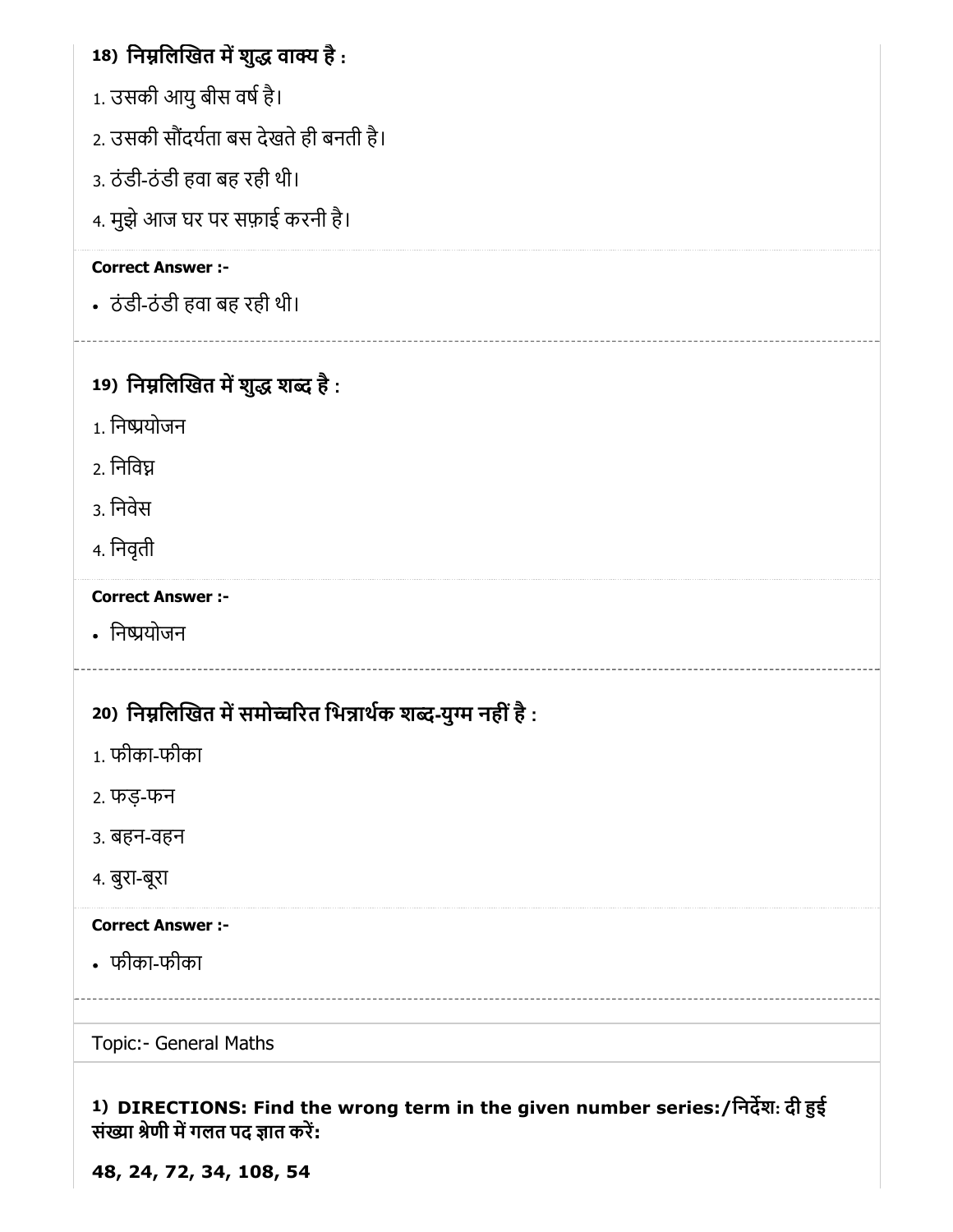### 18) निम्नलिखित में शुद्ध वाक्य है :

1. उसकी आयु बीस वर्ष है।
2. उसकी सौंदर्यता बस देखते ही बनती है।
3. ठंडी-ठंडी हवा बह रही थी।
4. मुझे आज घर पर सफ़ाई करनी है।

**Correct Answer :-**

- ठंडी-ठंडी हवा बह रही थी।

---

### 19) निम्नलिखित में शुद्ध शब्द है :

1. निष्प्रयोजन
2. निविघ्न
3. निवेस
4. निवृती

**Correct Answer :-**

- निष्प्रयोजन

---

### 20) निम्नलिखित में समोच्चरित भिन्नार्थक शब्द-युग्म नहीं है :

1. फीका-फीका
2. फड़-फन
3. बहन-वहन
4. बुरा-बूरा

**Correct Answer :-**

- फीका-फीका

---

Topic:- General Maths

### 1) DIRECTIONS: Find the wrong term in the given number series:/निर्देश: दी हुई संख्या श्रेणी में गलत पद ज्ञात करें:

**48, 24, 72, 34, 108, 54**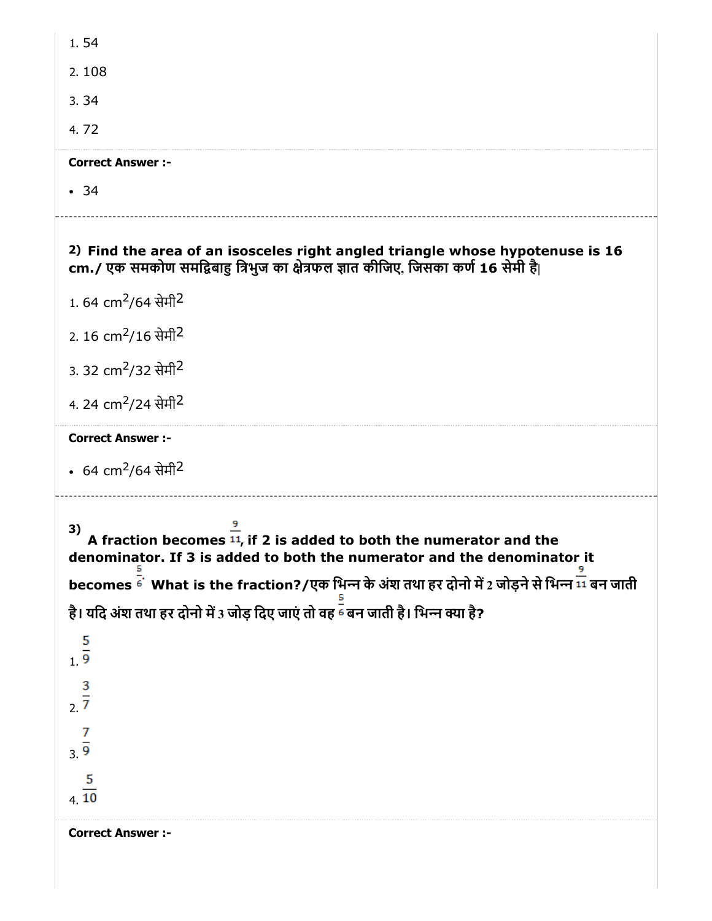1. 54
2. 108
3. 34
4. 72

**Correct Answer :-**

- 34

---

**2) Find the area of an isosceles right angled triangle whose hypotenuse is 16 cm./ एक समकोण समद्विबाहु त्रिभुज का क्षेत्रफल ज्ञात कीजिए, जिसका कर्ण 16 सेमी है|**

1. 64 $cm^2$/64 सेमी2
2. 16 $cm^2$/16 सेमी2
3. 32 $cm^2$/32 सेमी2
4. 24 $cm^2$/24 सेमी2

**Correct Answer :-**

- 64 $cm^2$/64 सेमी2

---

**3) A fraction becomes $\frac{9}{11}$, if 2 is added to both the numerator and the denominator. If 3 is added to both the numerator and the denominator it becomes $\frac{5}{6}$. What is the fraction?/एक भिन्न के अंश तथा हर दोनो में 2 जोड़ने से भिन्न $\frac{9}{11}$ बन जाती है। यदि अंश तथा हर दोनो में 3 जोड़ दिए जाएं तो वह $\frac{5}{6}$ बन जाती है। भिन्न क्या है?**

1. $\frac{5}{9}$
2. $\frac{3}{7}$
3. $\frac{7}{9}$
4. $\frac{5}{10}$

**Correct Answer :-**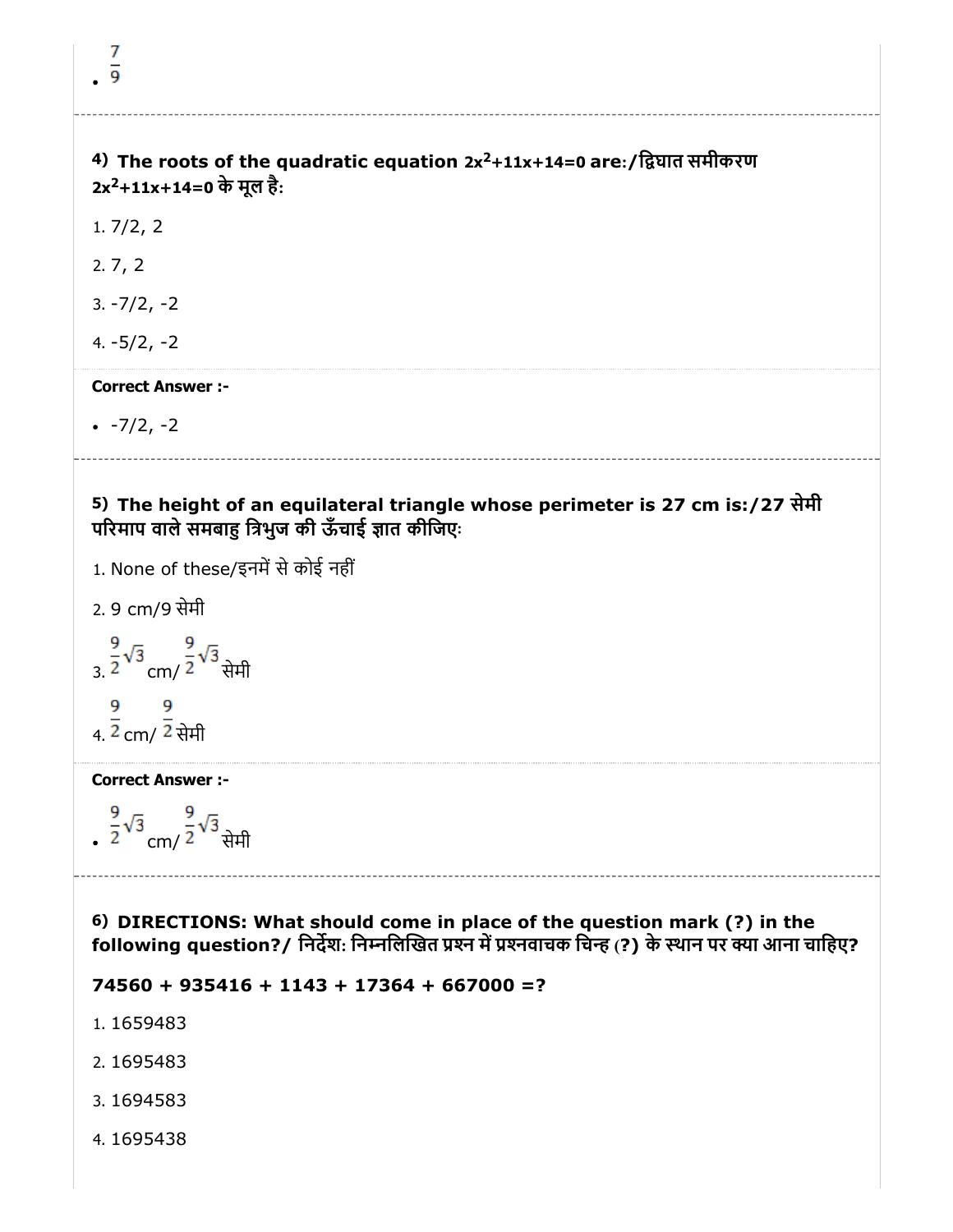- $\frac{7}{9}$

---

**4) The roots of the quadratic equation $2x^2+11x+14=0$ are:/द्विघात समीकरण $2x^2+11x+14=0$ के मूल है:**

1. 7/2, 2
2. 7, 2
3. -7/2, -2
4. -5/2, -2

**Correct Answer :-**

- -7/2, -2

---

**5) The height of an equilateral triangle whose perimeter is 27 cm is:/27 सेमी परिमाप वाले समबाहु त्रिभुज की ऊँचाई ज्ञात कीजिए:**

1. None of these/इनमें से कोई नहीं
2. 9 cm/9 सेमी
3. $\frac{9}{2}\sqrt{3}$ cm/ $\frac{9}{2}\sqrt{3}$ सेमी
4. $\frac{9}{2}$ cm/ $\frac{9}{2}$ सेमी

**Correct Answer :-**

- $\frac{9}{2}\sqrt{3}$ cm/ $\frac{9}{2}\sqrt{3}$ सेमी

---

**6) DIRECTIONS: What should come in place of the question mark (?) in the following question?/ निर्देश: निम्नलिखित प्रश्न में प्रश्नवाचक चिन्ह (?) के स्थान पर क्या आना चाहिए?**

**74560 + 935416 + 1143 + 17364 + 667000 =?**

1. 1659483
2. 1695483
3. 1694583
4. 1695438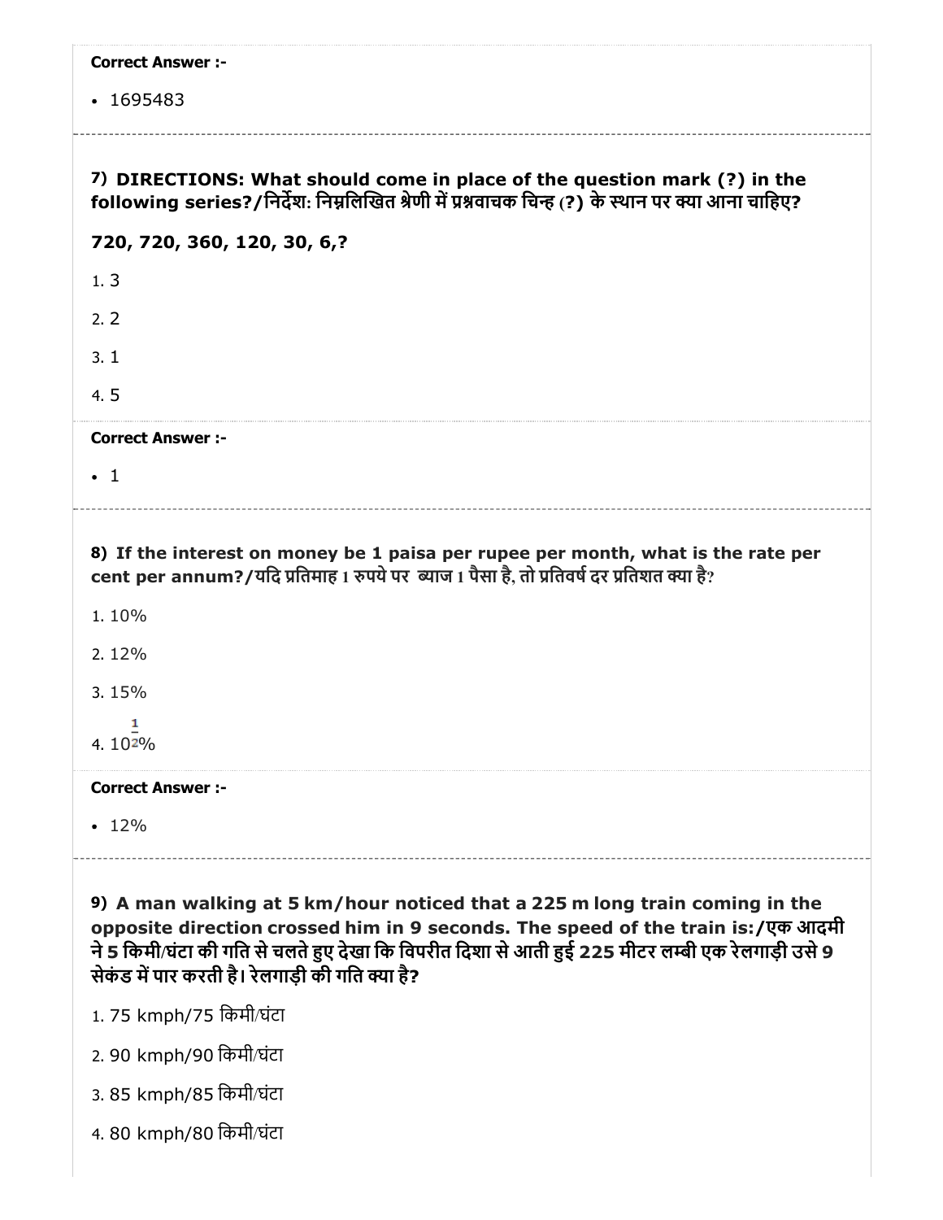**Correct Answer :-**

- 1695483

**7) DIRECTIONS: What should come in place of the question mark (?) in the following series?/निर्देश: निम्नलिखित श्रेणी में प्रश्नवाचक चिन्ह (?) के स्थान पर क्या आना चाहिए?**

**720, 720, 360, 120, 30, 6,?**

1. 3
2. 2
3. 1
4. 5

**Correct Answer :-**

- 1

**8) If the interest on money be 1 paisa per rupee per month, what is the rate per cent per annum?/यदि प्रतिमाह 1 रुपये पर ब्याज 1 पैसा है, तो प्रतिवर्ष दर प्रतिशत क्या है?**

1. 10%
2. 12%
3. 15%
4. $10\frac{1}{2}$%

**Correct Answer :-**

- 12%

**9) A man walking at 5 km/hour noticed that a 225 m long train coming in the opposite direction crossed him in 9 seconds. The speed of the train is:/एक आदमी ने 5 किमी/घंटा की गति से चलते हुए देखा कि विपरीत दिशा से आती हुई 225 मीटर लम्बी एक रेलगाड़ी उसे 9 सेकंड में पार करती है। रेलगाड़ी की गति क्या है?**

1. 75 kmph/75 किमी/घंटा
2. 90 kmph/90 किमी/घंटा
3. 85 kmph/85 किमी/घंटा
4. 80 kmph/80 किमी/घंटा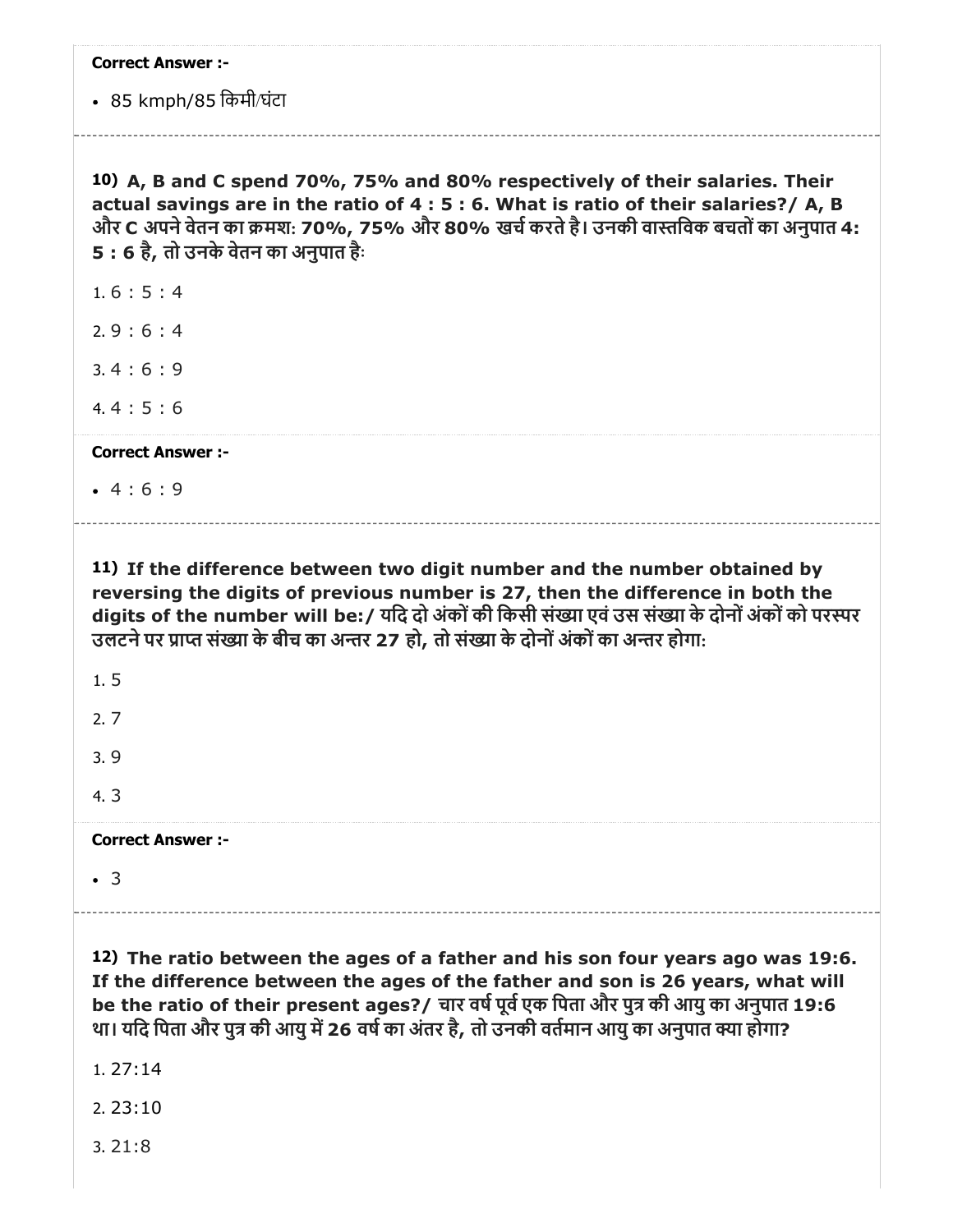**Correct Answer :-**

- 85 kmph/85 किमी/घंटा

---

**10)** **A, B and C spend 70%, 75% and 80% respectively of their salaries. Their actual savings are in the ratio of 4 : 5 : 6. What is ratio of their salaries?/ A, B और C अपने वेतन का क्रमशः 70%, 75% और 80% खर्च करते है। उनकी वास्तविक बचतों का अनुपात 4: 5 : 6 है, तो उनके वेतन का अनुपात हैः**

1. 6 : 5 : 4
2. 9 : 6 : 4
3. 4 : 6 : 9
4. 4 : 5 : 6

**Correct Answer :-**

- 4 : 6 : 9

---

**11)** **If the difference between two digit number and the number obtained by reversing the digits of previous number is 27, then the difference in both the digits of the number will be:/ यदि दो अंकों की किसी संख्या एवं उस संख्या के दोनों अंकों को परस्पर उलटने पर प्राप्त संख्या के बीच का अन्तर 27 हो, तो संख्या के दोनों अंकों का अन्तर होगा:**

1. 5
2. 7
3. 9
4. 3

**Correct Answer :-**

- 3

---

**12)** **The ratio between the ages of a father and his son four years ago was 19:6. If the difference between the ages of the father and son is 26 years, what will be the ratio of their present ages?/ चार वर्ष पूर्व एक पिता और पुत्र की आयु का अनुपात 19:6 था। यदि पिता और पुत्र की आयु में 26 वर्ष का अंतर है, तो उनकी वर्तमान आयु का अनुपात क्या होगा?**

1. 27:14
2. 23:10
3. 21:8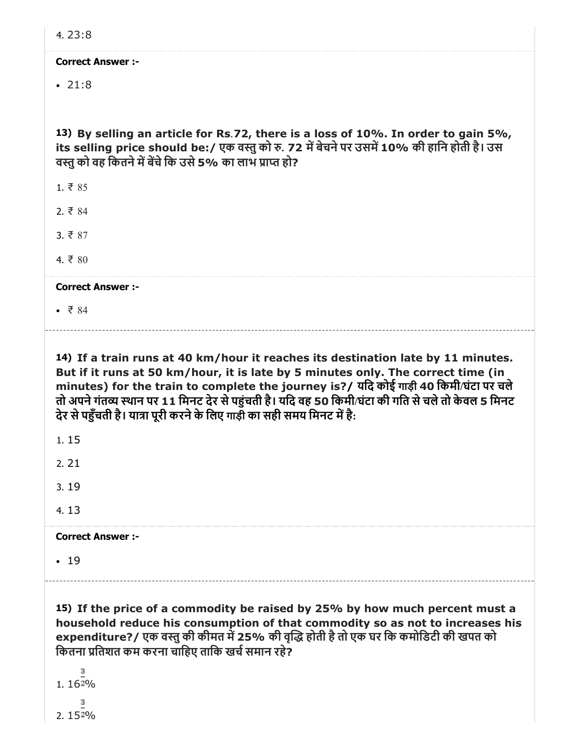4. 23:8

**Correct Answer :-**

- 21:8

**13) By selling an article for Rs.72, there is a loss of 10%. In order to gain 5%, its selling price should be:/ एक वस्तु को रु. 72 में बेचने पर उसमें 10% की हानि होती है। उस वस्तु को वह कितने में बेंचे कि उसे 5% का लाभ प्राप्त हो?**

1. ₹ 85
2. ₹ 84
3. ₹ 87
4. ₹ 80

**Correct Answer :-**

- ₹ 84

**14) If a train runs at 40 km/hour it reaches its destination late by 11 minutes. But if it runs at 50 km/hour, it is late by 5 minutes only. The correct time (in minutes) for the train to complete the journey is?/ यदि कोई गाड़ी 40 किमी/घंटा पर चले तो अपने गंतव्य स्थान पर 11 मिनट देर से पहुंचती है। यदि वह 50 किमी/घंटा की गति से चले तो केवल 5 मिनट देर से पहुँचती है। यात्रा पूरी करने के लिए गाड़ी का सही समय मिनट में है:**

1. 15
2. 21
3. 19
4. 13

**Correct Answer :-**

- 19

**15) If the price of a commodity be raised by 25% by how much percent must a household reduce his consumption of that commodity so as not to increases his expenditure?/ एक वस्तु की कीमत में 25% की वृद्धि होती है तो एक घर कि कमोडिटी की खपत को कितना प्रतिशत कम करना चाहिए ताकि खर्च समान रहे?**

1. $16\frac{3}{2}\%$
2. $15\frac{3}{2}\%$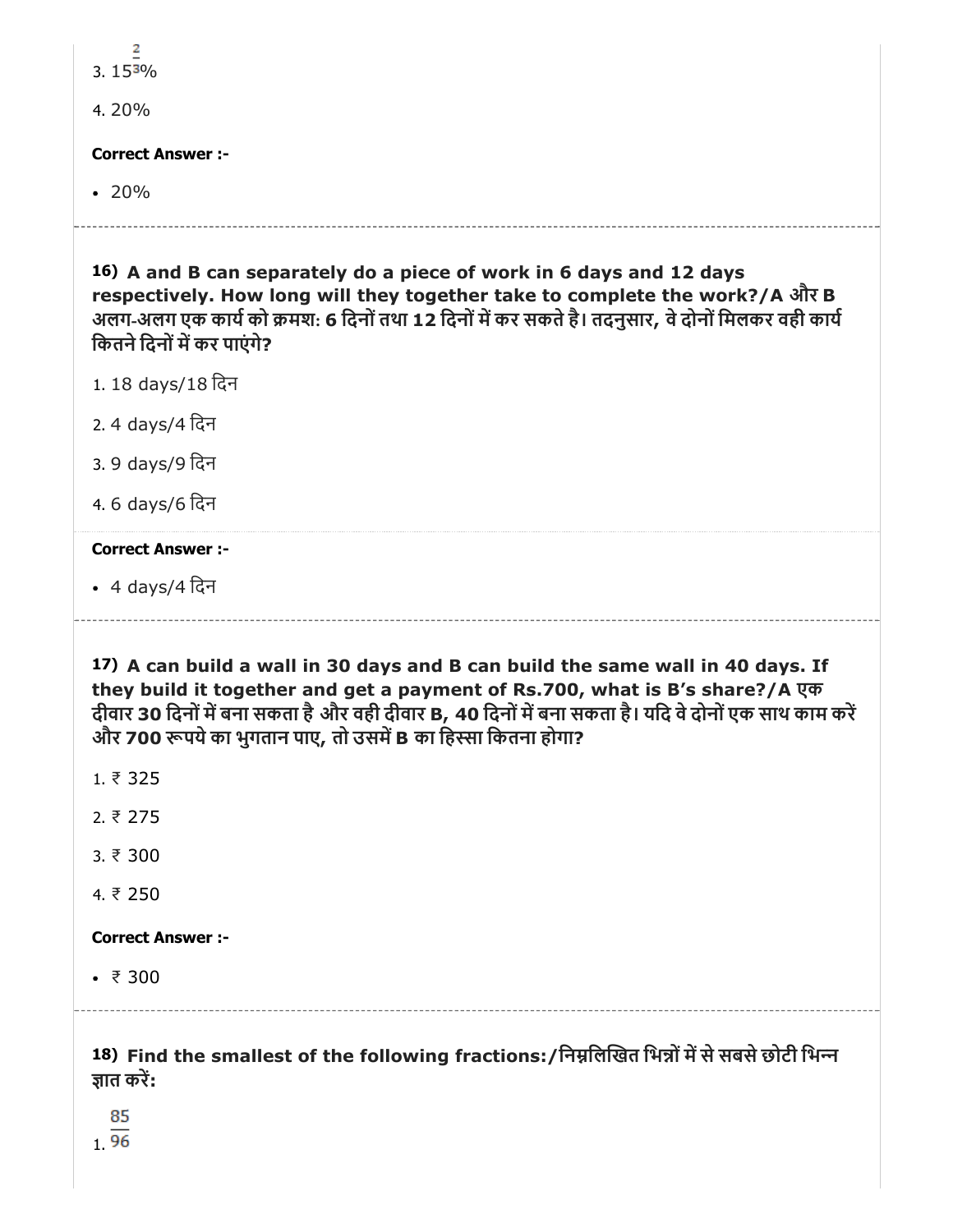3. $15\frac{2}{3}\%$

4. 20%

**Correct Answer :-**

- 20%

---

**16) A and B can separately do a piece of work in 6 days and 12 days respectively. How long will they together take to complete the work?/A और B अलग-अलग एक कार्य को क्रमशः 6 दिनों तथा 12 दिनों में कर सकते है। तदनुसार, वे दोनों मिलकर वही कार्य कितने दिनों में कर पाएंगे?**

1. 18 days/18 दिन

2. 4 days/4 दिन

3. 9 days/9 दिन

4. 6 days/6 दिन

**Correct Answer :-**

- 4 days/4 दिन

---

**17) A can build a wall in 30 days and B can build the same wall in 40 days. If they build it together and get a payment of Rs.700, what is B's share?/A एक दीवार 30 दिनों में बना सकता है और वही दीवार B, 40 दिनों में बना सकता है। यदि वे दोनों एक साथ काम करें और 700 रूपये का भुगतान पाए, तो उसमें B का हिस्सा कितना होगा?**

1. ₹ 325

2. ₹ 275

3. ₹ 300

4. ₹ 250

**Correct Answer :-**

- ₹ 300

---

**18) Find the smallest of the following fractions:/निम्नलिखित भिन्नों में से सबसे छोटी भिन्न ज्ञात करें:**

1. $\frac{85}{96}$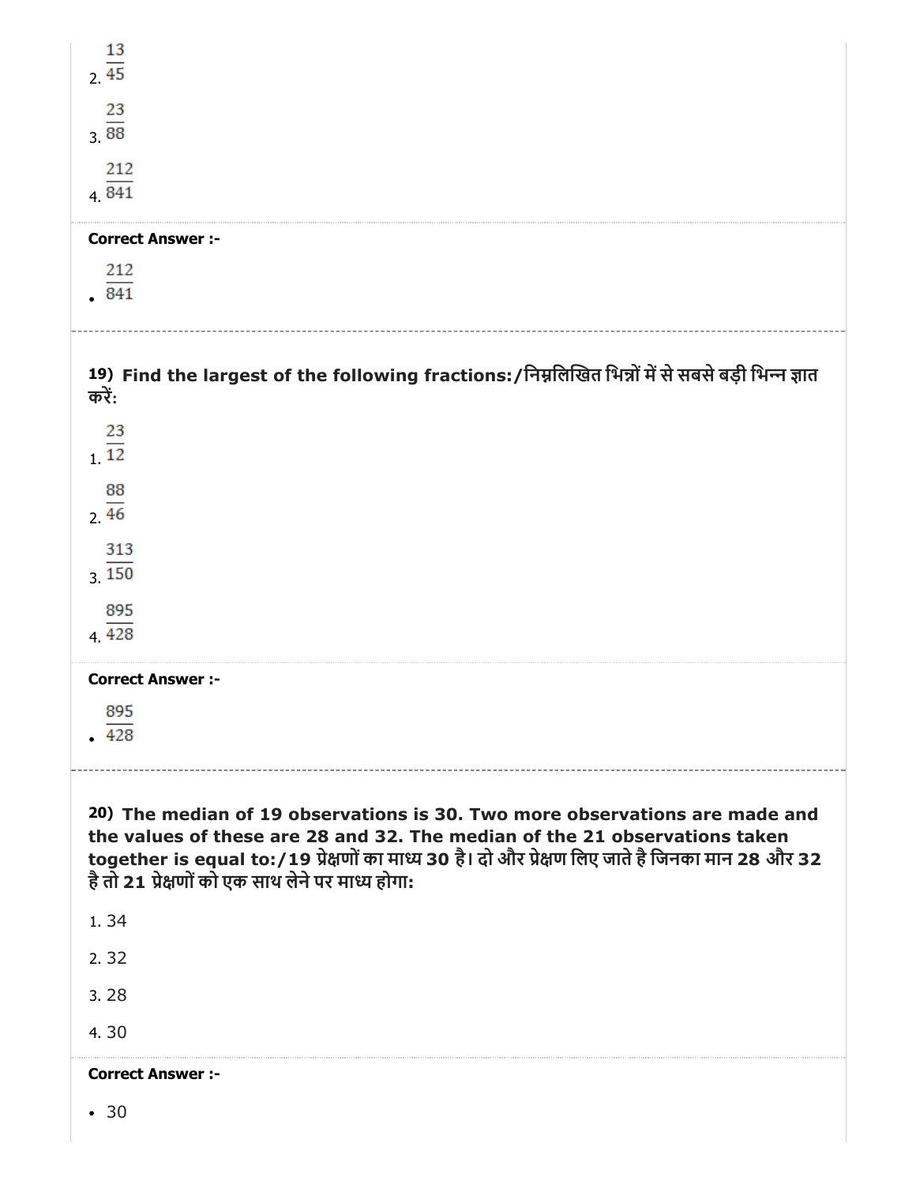2. $\frac{13}{45}$

3. $\frac{23}{88}$

4. $\frac{212}{841}$

**Correct Answer :-**

- $\frac{212}{841}$

---

**19) Find the largest of the following fractions:/निम्नलिखित भिन्नों में से सबसे बड़ी भिन्न ज्ञात करें:**

1. $\frac{23}{12}$

2. $\frac{88}{46}$

3. $\frac{313}{150}$

4. $\frac{895}{428}$

**Correct Answer :-**

- $\frac{895}{428}$

---

**20) The median of 19 observations is 30. Two more observations are made and the values of these are 28 and 32. The median of the 21 observations taken together is equal to:/19 प्रेक्षणों का माध्य 30 है। दो और प्रेक्षण लिए जाते है जिनका मान 28 और 32 है तो 21 प्रेक्षणों को एक साथ लेने पर माध्य होगा:**

1. 34
2. 32
3. 28
4. 30

**Correct Answer :-**

- 30